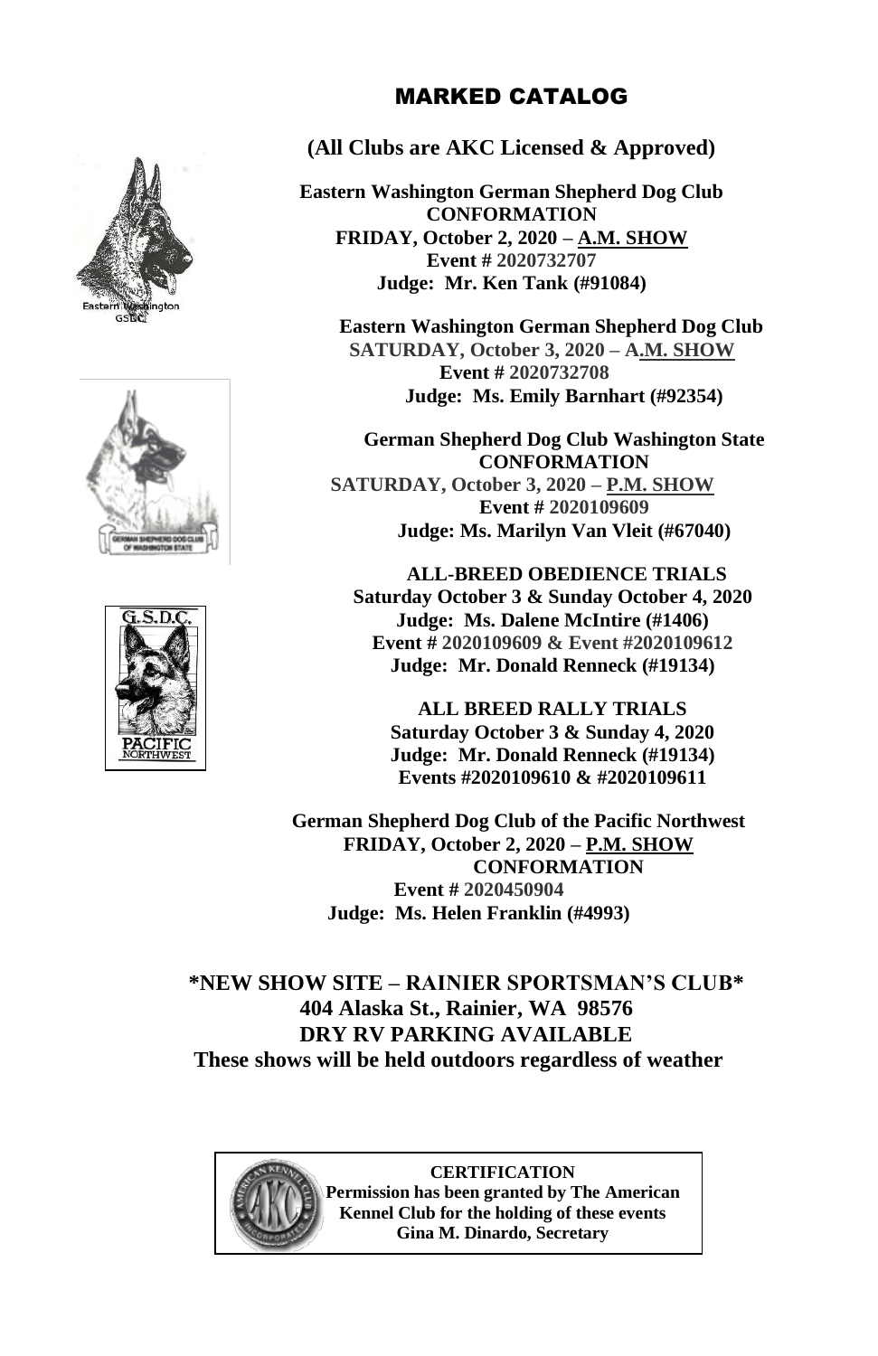# MARKED CATALOG

**(All Clubs are AKC Licensed & Approved)**

**Eastern Washington German Shepherd Dog Club**
**CONFORMATION**
**FRIDAY, October 2, 2020 – A.M. SHOW**
**Event # 2020732707**
**Judge: Mr. Ken Tank (#91084)**

**Eastern Washington German Shepherd Dog Club**
**SATURDAY, October 3, 2020 – A.M. SHOW**
**Event # 2020732708**
**Judge: Ms. Emily Barnhart (#92354)**

**German Shepherd Dog Club Washington State**
**CONFORMATION**
**SATURDAY, October 3, 2020 – P.M. SHOW**
**Event # 2020109609**
**Judge: Ms. Marilyn Van Vleit (#67040)**

**ALL-BREED OBEDIENCE TRIALS**
**Saturday October 3 & Sunday October 4, 2020**
**Judge: Ms. Dalene McIntire (#1406)**
**Event # 2020109609 & Event #2020109612**
**Judge: Mr. Donald Renneck (#19134)**

**ALL BREED RALLY TRIALS**
**Saturday October 3 & Sunday 4, 2020**
**Judge: Mr. Donald Renneck (#19134)**
**Events #2020109610 & #2020109611**

**German Shepherd Dog Club of the Pacific Northwest**
**FRIDAY, October 2, 2020 – P.M. SHOW**
**CONFORMATION**
**Event # 2020450904**
**Judge: Ms. Helen Franklin (#4993)**

**\*NEW SHOW SITE – RAINIER SPORTSMAN'S CLUB\***
**404 Alaska St., Rainier, WA 98576**
**DRY RV PARKING AVAILABLE**
**These shows will be held outdoors regardless of weather**

**CERTIFICATION**
**Permission has been granted by The American Kennel Club for the holding of these events**
**Gina M. Dinardo, Secretary**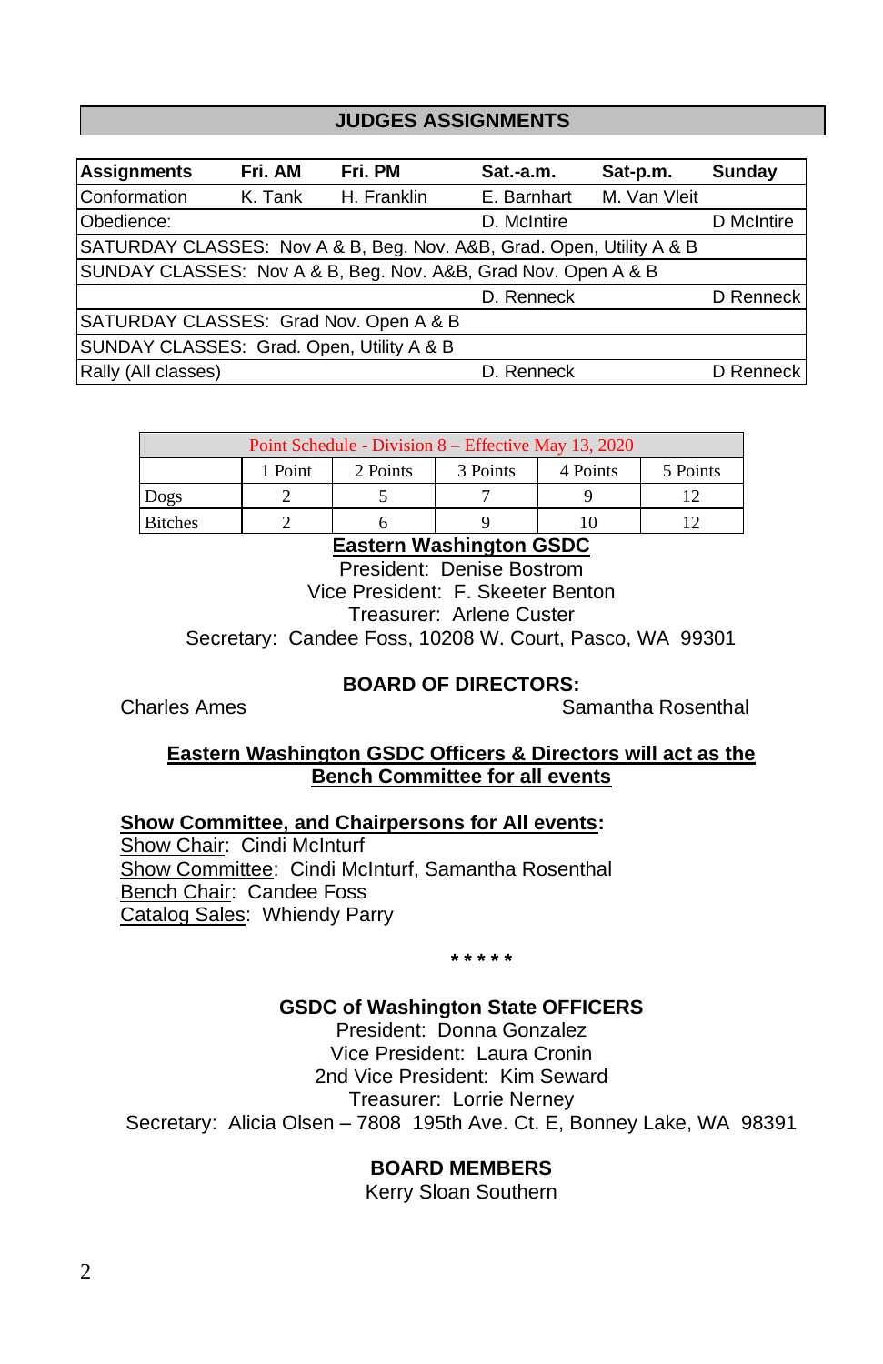## JUDGES ASSIGNMENTS

| Assignments | Fri. AM | Fri. PM | Sat.-a.m. | Sat-p.m. | Sunday |
|---|---|---|---|---|---|
| Conformation | K. Tank | H. Franklin | E. Barnhart | M. Van Vleit | |
| Obedience: | | | D. McIntire | | D McIntire |
| SATURDAY CLASSES: Nov A & B, Beg. Nov. A&B, Grad. Open, Utility A & B | | | | | |
| SUNDAY CLASSES: Nov A & B, Beg. Nov. A&B, Grad Nov. Open A & B | | | | | |
| | | | D. Renneck | | D Renneck |
| SATURDAY CLASSES: Grad Nov. Open A & B | | | | | |
| SUNDAY CLASSES: Grad. Open, Utility A & B | | | | | |
| Rally (All classes) | | | D. Renneck | | D Renneck |

| Point Schedule - Division 8 – Effective May 13, 2020 | | | | | |
|---|---|---|---|---|---|
| | 1 Point | 2 Points | 3 Points | 4 Points | 5 Points |
| Dogs | 2 | 5 | 7 | 9 | 12 |
| Bitches | 2 | 6 | 9 | 10 | 12 |

**Eastern Washington GSDC**

President: Denise Bostrom
Vice President: F. Skeeter Benton
Treasurer: Arlene Custer
Secretary: Candee Foss, 10208 W. Court, Pasco, WA 99301

**BOARD OF DIRECTORS:**

Charles Ames
Samantha Rosenthal

**Eastern Washington GSDC Officers & Directors will act as the Bench Committee for all events**

**Show Committee, and Chairpersons for All events:**

Show Chair: Cindi McInturf
Show Committee: Cindi McInturf, Samantha Rosenthal
Bench Chair: Candee Foss
Catalog Sales: Whiendy Parry

\* \* \* \* \*

**GSDC of Washington State OFFICERS**

President: Donna Gonzalez
Vice President: Laura Cronin
2nd Vice President: Kim Seward
Treasurer: Lorrie Nerney
Secretary: Alicia Olsen – 7808 195th Ave. Ct. E, Bonney Lake, WA 98391

**BOARD MEMBERS**

Kerry Sloan Southern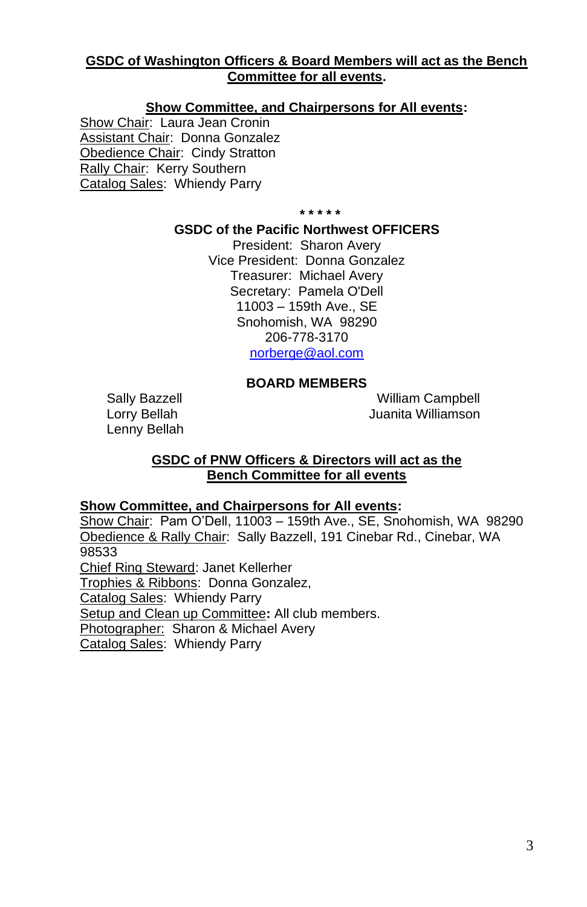**GSDC of Washington Officers & Board Members will act as the Bench Committee for all events.**

**Show Committee, and Chairpersons for All events:**

Show Chair: Laura Jean Cronin
Assistant Chair: Donna Gonzalez
Obedience Chair: Cindy Stratton
Rally Chair: Kerry Southern
Catalog Sales: Whiendy Parry

\* \* \* \* \*

**GSDC of the Pacific Northwest OFFICERS**

President: Sharon Avery
Vice President: Donna Gonzalez
Treasurer: Michael Avery
Secretary: Pamela O'Dell
11003 – 159th Ave., SE
Snohomish, WA 98290
206-778-3170
norberge@aol.com

**BOARD MEMBERS**

Sally Bazzell
Lorry Bellah
Lenny Bellah
William Campbell
Juanita Williamson

**GSDC of PNW Officers & Directors will act as the Bench Committee for all events**

**Show Committee, and Chairpersons for All events:**

Show Chair: Pam O'Dell, 11003 – 159th Ave., SE, Snohomish, WA 98290
Obedience & Rally Chair: Sally Bazzell, 191 Cinebar Rd., Cinebar, WA 98533
Chief Ring Steward: Janet Kellerher
Trophies & Ribbons: Donna Gonzalez,
Catalog Sales: Whiendy Parry
Setup and Clean up Committee: All club members.
Photographer: Sharon & Michael Avery
Catalog Sales: Whiendy Parry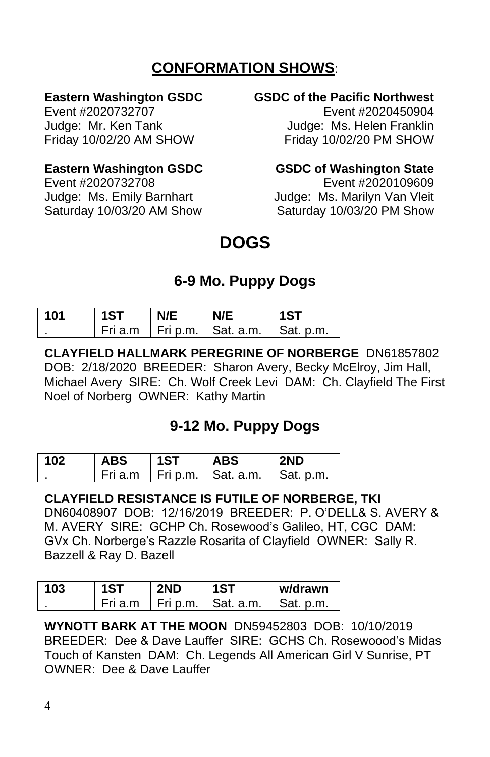## CONFORMATION SHOWS:

**Eastern Washington GSDC**
Event #2020732707
Judge: Mr. Ken Tank
Friday 10/02/20 AM SHOW

**GSDC of the Pacific Northwest**
Event #2020450904
Judge: Ms. Helen Franklin
Friday 10/02/20 PM SHOW

**Eastern Washington GSDC**
Event #2020732708
Judge: Ms. Emily Barnhart
Saturday 10/03/20 AM Show

**GSDC of Washington State**
Event #2020109609
Judge: Ms. Marilyn Van Vleit
Saturday 10/03/20 PM Show

# DOGS

## 6-9 Mo. Puppy Dogs

| 101 | 1ST | N/E | N/E | 1ST |
|---|---|---|---|---|
| . | Fri a.m | Fri p.m. | Sat. a.m. | Sat. p.m. |

**CLAYFIELD HALLMARK PEREGRINE OF NORBERGE** DN61857802 DOB: 2/18/2020 BREEDER: Sharon Avery, Becky McElroy, Jim Hall, Michael Avery SIRE: Ch. Wolf Creek Levi DAM: Ch. Clayfield The First Noel of Norberg OWNER: Kathy Martin

## 9-12 Mo. Puppy Dogs

| 102 | ABS | 1ST | ABS | 2ND |
|---|---|---|---|---|
| . | Fri a.m | Fri p.m. | Sat. a.m. | Sat. p.m. |

**CLAYFIELD RESISTANCE IS FUTILE OF NORBERGE, TKI** DN60408907 DOB: 12/16/2019 BREEDER: P. O'DELL& S. AVERY & M. AVERY SIRE: GCHP Ch. Rosewood's Galileo, HT, CGC DAM: GVx Ch. Norberge's Razzle Rosarita of Clayfield OWNER: Sally R. Bazzell & Ray D. Bazell

| 103 | 1ST | 2ND | 1ST | w/drawn |
|---|---|---|---|---|
| . | Fri a.m | Fri p.m. | Sat. a.m. | Sat. p.m. |

**WYNOTT BARK AT THE MOON** DN59452803 DOB: 10/10/2019 BREEDER: Dee & Dave Lauffer SIRE: GCHS Ch. Rosewoood's Midas Touch of Kansten DAM: Ch. Legends All American Girl V Sunrise, PT OWNER: Dee & Dave Lauffer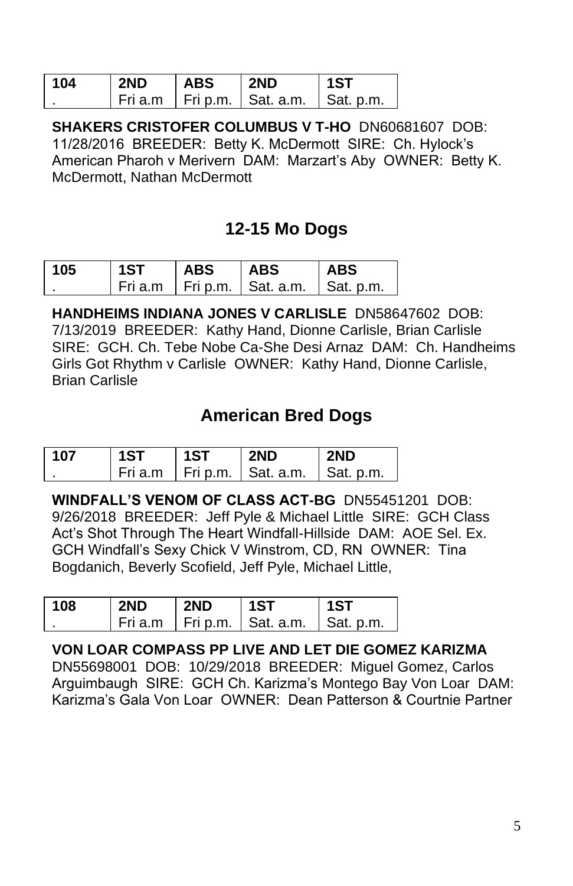| 104 | 2ND | ABS | 2ND | 1ST |
|---|---|---|---|---|
| . | Fri a.m | Fri p.m. | Sat. a.m. | Sat. p.m. |

**SHAKERS CRISTOFER COLUMBUS V T-HO** DN60681607 DOB: 11/28/2016 BREEDER: Betty K. McDermott SIRE: Ch. Hylock's American Pharoh v Merivern DAM: Marzart's Aby OWNER: Betty K. McDermott, Nathan McDermott

## 12-15 Mo Dogs

| 105 | 1ST | ABS | ABS | ABS |
|---|---|---|---|---|
| . | Fri a.m | Fri p.m. | Sat. a.m. | Sat. p.m. |

**HANDHEIMS INDIANA JONES V CARLISLE** DN58647602 DOB: 7/13/2019 BREEDER: Kathy Hand, Dionne Carlisle, Brian Carlisle SIRE: GCH. Ch. Tebe Nobe Ca-She Desi Arnaz DAM: Ch. Handheims Girls Got Rhythm v Carlisle OWNER: Kathy Hand, Dionne Carlisle, Brian Carlisle

## American Bred Dogs

| 107 | 1ST | 1ST | 2ND | 2ND |
|---|---|---|---|---|
| . | Fri a.m | Fri p.m. | Sat. a.m. | Sat. p.m. |

**WINDFALL'S VENOM OF CLASS ACT-BG** DN55451201 DOB: 9/26/2018 BREEDER: Jeff Pyle & Michael Little SIRE: GCH Class Act's Shot Through The Heart Windfall-Hillside DAM: AOE Sel. Ex. GCH Windfall's Sexy Chick V Winstrom, CD, RN OWNER: Tina Bogdanich, Beverly Scofield, Jeff Pyle, Michael Little,

| 108 | 2ND | 2ND | 1ST | 1ST |
|---|---|---|---|---|
| . | Fri a.m | Fri p.m. | Sat. a.m. | Sat. p.m. |

**VON LOAR COMPASS PP LIVE AND LET DIE GOMEZ KARIZMA** DN55698001 DOB: 10/29/2018 BREEDER: Miguel Gomez, Carlos Arguimbaugh SIRE: GCH Ch. Karizma's Montego Bay Von Loar DAM: Karizma's Gala Von Loar OWNER: Dean Patterson & Courtnie Partner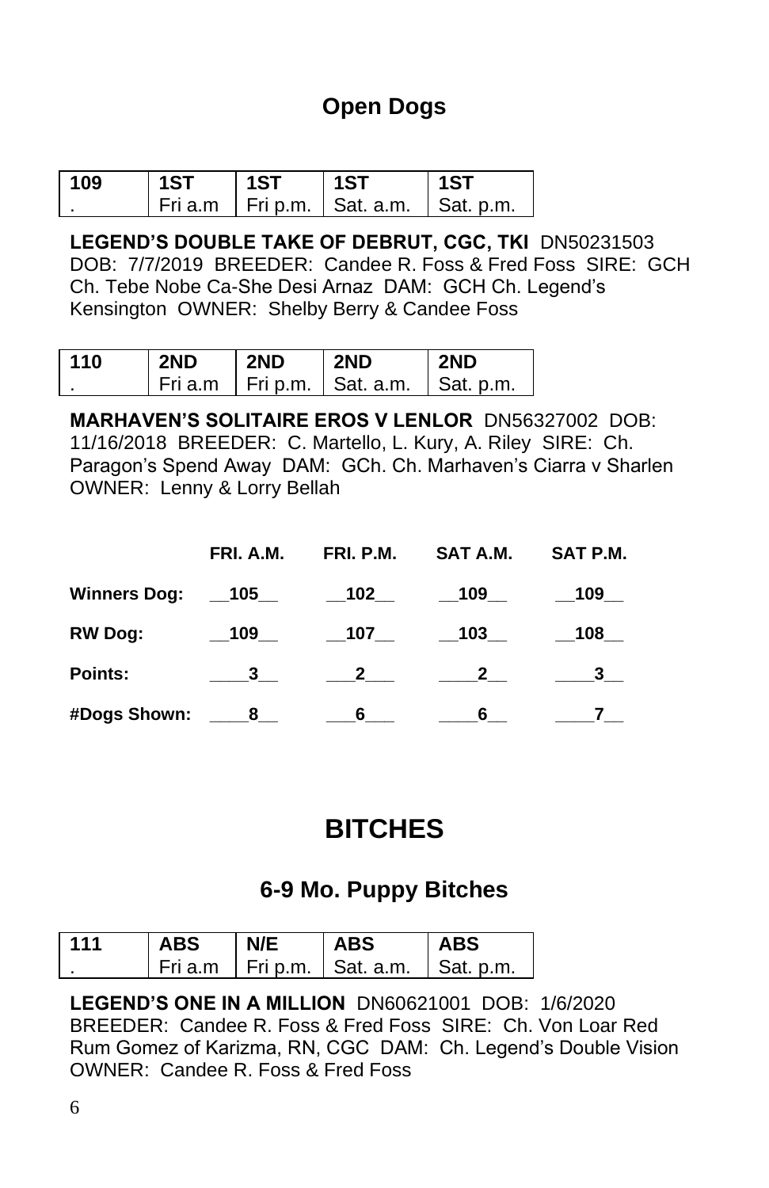## Open Dogs

| 109 | 1ST | 1ST | 1ST | 1ST |
|---|---|---|---|---|
| . | Fri a.m | Fri p.m. | Sat. a.m. | Sat. p.m. |

**LEGEND'S DOUBLE TAKE OF DEBRUT, CGC, TKI** DN50231503 DOB: 7/7/2019 BREEDER: Candee R. Foss & Fred Foss SIRE: GCH Ch. Tebe Nobe Ca-She Desi Arnaz DAM: GCH Ch. Legend's Kensington OWNER: Shelby Berry & Candee Foss

| 110 | 2ND | 2ND | 2ND | 2ND |
|---|---|---|---|---|
| . | Fri a.m | Fri p.m. | Sat. a.m. | Sat. p.m. |

**MARHAVEN'S SOLITAIRE EROS V LENLOR** DN56327002 DOB: 11/16/2018 BREEDER: C. Martello, L. Kury, A. Riley SIRE: Ch. Paragon's Spend Away DAM: GCh. Ch. Marhaven's Ciarra v Sharlen OWNER: Lenny & Lorry Bellah

| | FRI. A.M. | FRI. P.M. | SAT A.M. | SAT P.M. |
|---|---|---|---|---|
| **Winners Dog:** | 105 | 102 | 109 | 109 |
| **RW Dog:** | 109 | 107 | 103 | 108 |
| **Points:** | 3 | 2 | 2 | 3 |
| **#Dogs Shown:** | 8 | 6 | 6 | 7 |

# BITCHES

## 6-9 Mo. Puppy Bitches

| 111 | ABS | N/E | ABS | ABS |
|---|---|---|---|---|
| . | Fri a.m | Fri p.m. | Sat. a.m. | Sat. p.m. |

**LEGEND'S ONE IN A MILLION** DN60621001 DOB: 1/6/2020 BREEDER: Candee R. Foss & Fred Foss SIRE: Ch. Von Loar Red Rum Gomez of Karizma, RN, CGC DAM: Ch. Legend's Double Vision OWNER: Candee R. Foss & Fred Foss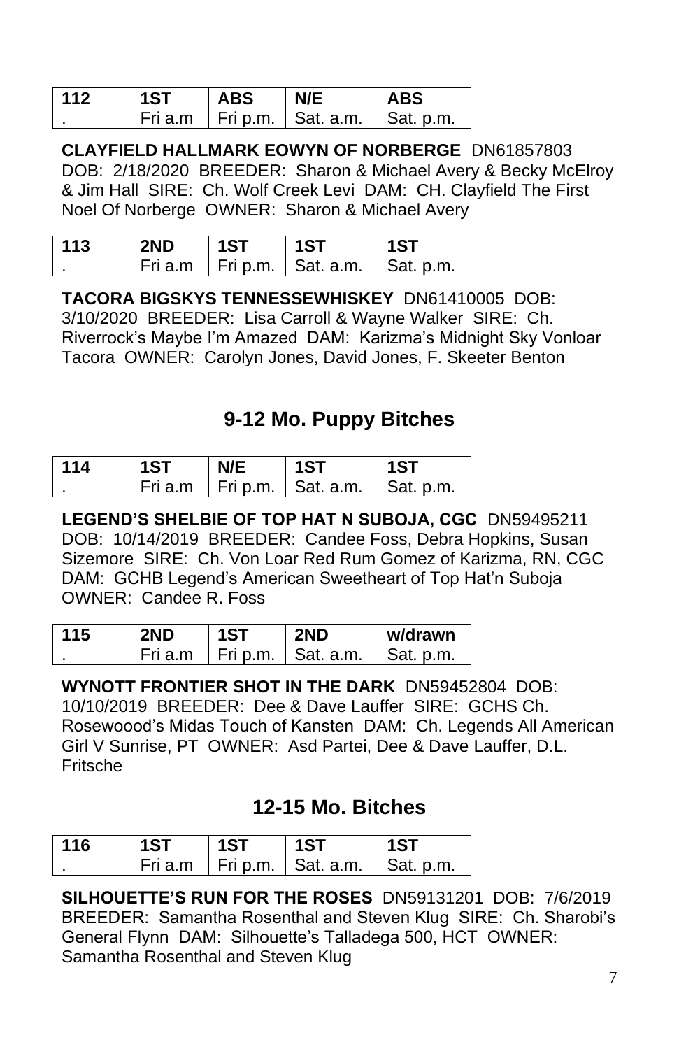| 112 | 1ST | ABS | N/E | ABS |
|---|---|---|---|---|
| . | Fri a.m | Fri p.m. | Sat. a.m. | Sat. p.m. |

**CLAYFIELD HALLMARK EOWYN OF NORBERGE** DN61857803 DOB: 2/18/2020 BREEDER: Sharon & Michael Avery & Becky McElroy & Jim Hall SIRE: Ch. Wolf Creek Levi DAM: CH. Clayfield The First Noel Of Norberge OWNER: Sharon & Michael Avery

| 113 | 2ND | 1ST | 1ST | 1ST |
|---|---|---|---|---|
| . | Fri a.m | Fri p.m. | Sat. a.m. | Sat. p.m. |

**TACORA BIGSKYS TENNESSEWHISKEY** DN61410005 DOB: 3/10/2020 BREEDER: Lisa Carroll & Wayne Walker SIRE: Ch. Riverrock's Maybe I'm Amazed DAM: Karizma's Midnight Sky Vonloar Tacora OWNER: Carolyn Jones, David Jones, F. Skeeter Benton

## 9-12 Mo. Puppy Bitches

| 114 | 1ST | N/E | 1ST | 1ST |
|---|---|---|---|---|
| . | Fri a.m | Fri p.m. | Sat. a.m. | Sat. p.m. |

**LEGEND'S SHELBIE OF TOP HAT N SUBOJA, CGC** DN59495211 DOB: 10/14/2019 BREEDER: Candee Foss, Debra Hopkins, Susan Sizemore SIRE: Ch. Von Loar Red Rum Gomez of Karizma, RN, CGC DAM: GCHB Legend's American Sweetheart of Top Hat'n Suboja OWNER: Candee R. Foss

| 115 | 2ND | 1ST | 2ND | w/drawn |
|---|---|---|---|---|
| . | Fri a.m | Fri p.m. | Sat. a.m. | Sat. p.m. |

**WYNOTT FRONTIER SHOT IN THE DARK** DN59452804 DOB: 10/10/2019 BREEDER: Dee & Dave Lauffer SIRE: GCHS Ch. Rosewoood's Midas Touch of Kansten DAM: Ch. Legends All American Girl V Sunrise, PT OWNER: Asd Partei, Dee & Dave Lauffer, D.L. Fritsche

## 12-15 Mo. Bitches

| 116 | 1ST | 1ST | 1ST | 1ST |
|---|---|---|---|---|
| . | Fri a.m | Fri p.m. | Sat. a.m. | Sat. p.m. |

**SILHOUETTE'S RUN FOR THE ROSES** DN59131201 DOB: 7/6/2019 BREEDER: Samantha Rosenthal and Steven Klug SIRE: Ch. Sharobi's General Flynn DAM: Silhouette's Talladega 500, HCT OWNER: Samantha Rosenthal and Steven Klug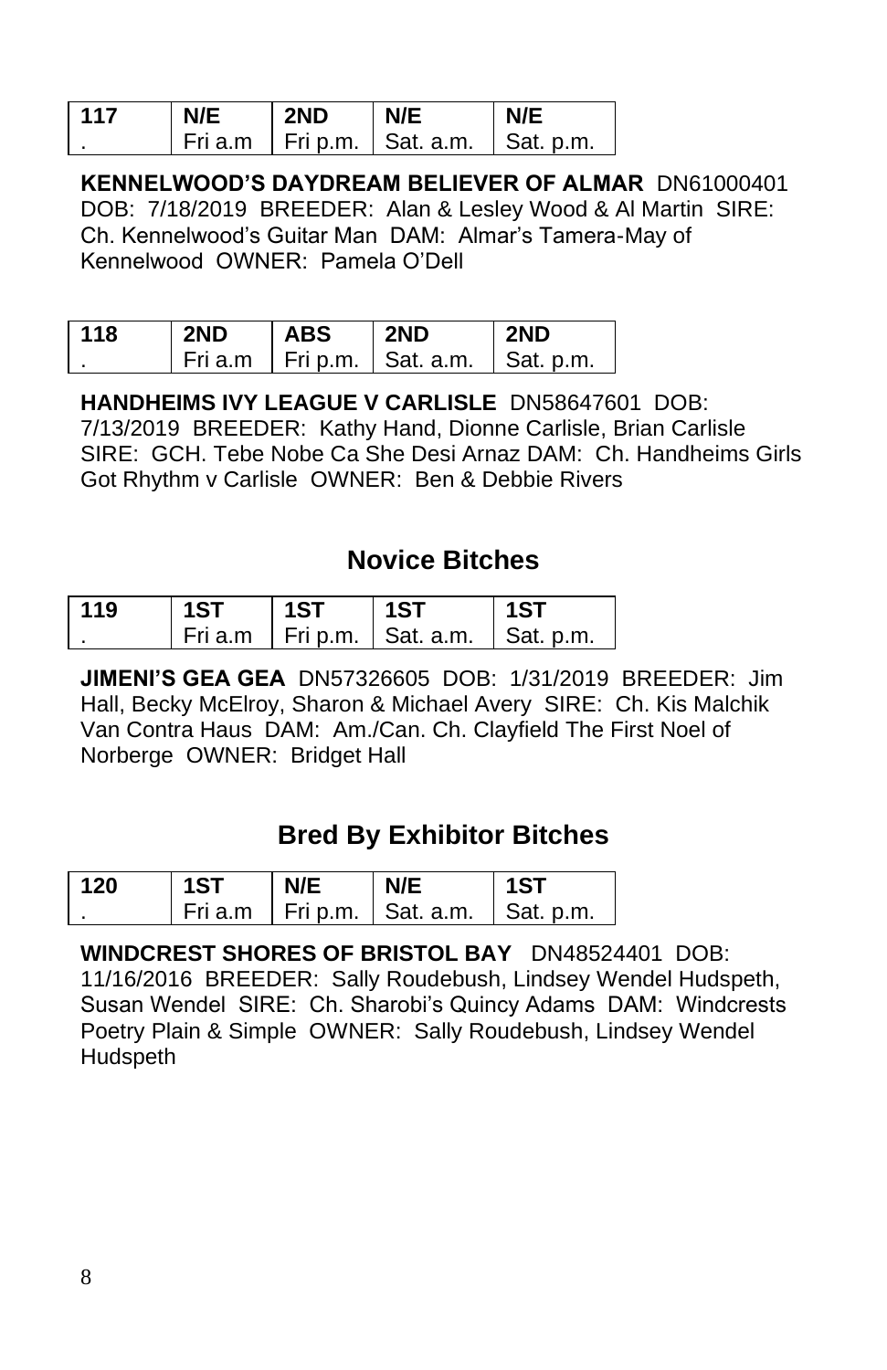| 117 | N/E | 2ND | N/E | N/E |
|---|---|---|---|---|
| . | Fri a.m | Fri p.m. | Sat. a.m. | Sat. p.m. |

**KENNELWOOD'S DAYDREAM BELIEVER OF ALMAR** DN61000401 DOB: 7/18/2019 BREEDER: Alan & Lesley Wood & Al Martin SIRE: Ch. Kennelwood's Guitar Man DAM: Almar's Tamera-May of Kennelwood OWNER: Pamela O'Dell

| 118 | 2ND | ABS | 2ND | 2ND |
|---|---|---|---|---|
| . | Fri a.m | Fri p.m. | Sat. a.m. | Sat. p.m. |

**HANDHEIMS IVY LEAGUE V CARLISLE** DN58647601 DOB: 7/13/2019 BREEDER: Kathy Hand, Dionne Carlisle, Brian Carlisle SIRE: GCH. Tebe Nobe Ca She Desi Arnaz DAM: Ch. Handheims Girls Got Rhythm v Carlisle OWNER: Ben & Debbie Rivers

## Novice Bitches

| 119 | 1ST | 1ST | 1ST | 1ST |
|---|---|---|---|---|
| . | Fri a.m | Fri p.m. | Sat. a.m. | Sat. p.m. |

**JIMENI'S GEA GEA** DN57326605 DOB: 1/31/2019 BREEDER: Jim Hall, Becky McElroy, Sharon & Michael Avery SIRE: Ch. Kis Malchik Van Contra Haus DAM: Am./Can. Ch. Clayfield The First Noel of Norberge OWNER: Bridget Hall

## Bred By Exhibitor Bitches

| 120 | 1ST | N/E | N/E | 1ST |
|---|---|---|---|---|
| . | Fri a.m | Fri p.m. | Sat. a.m. | Sat. p.m. |

**WINDCREST SHORES OF BRISTOL BAY** DN48524401 DOB: 11/16/2016 BREEDER: Sally Roudebush, Lindsey Wendel Hudspeth, Susan Wendel SIRE: Ch. Sharobi's Quincy Adams DAM: Windcrests Poetry Plain & Simple OWNER: Sally Roudebush, Lindsey Wendel Hudspeth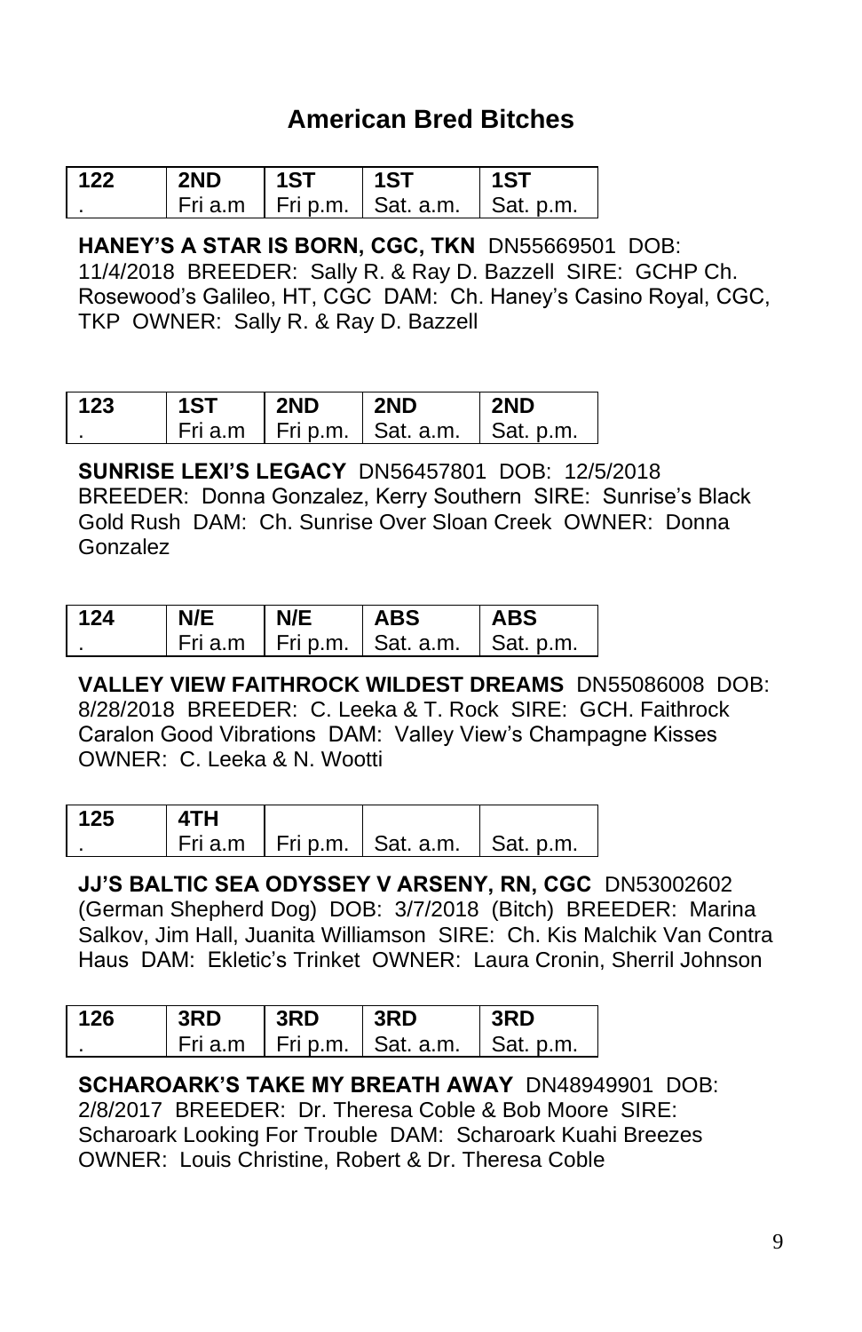## American Bred Bitches

| 122 | 2ND | 1ST | 1ST | 1ST |
|---|---|---|---|---|
| . | Fri a.m | Fri p.m. | Sat. a.m. | Sat. p.m. |

**HANEY'S A STAR IS BORN, CGC, TKN** DN55669501 DOB: 11/4/2018 BREEDER: Sally R. & Ray D. Bazzell SIRE: GCHP Ch. Rosewood's Galileo, HT, CGC DAM: Ch. Haney's Casino Royal, CGC, TKP OWNER: Sally R. & Ray D. Bazzell

| 123 | 1ST | 2ND | 2ND | 2ND |
|---|---|---|---|---|
| . | Fri a.m | Fri p.m. | Sat. a.m. | Sat. p.m. |

**SUNRISE LEXI'S LEGACY** DN56457801 DOB: 12/5/2018 BREEDER: Donna Gonzalez, Kerry Southern SIRE: Sunrise's Black Gold Rush DAM: Ch. Sunrise Over Sloan Creek OWNER: Donna Gonzalez

| 124 | N/E | N/E | ABS | ABS |
|---|---|---|---|---|
| . | Fri a.m | Fri p.m. | Sat. a.m. | Sat. p.m. |

**VALLEY VIEW FAITHROCK WILDEST DREAMS** DN55086008 DOB: 8/28/2018 BREEDER: C. Leeka & T. Rock SIRE: GCH. Faithrock Caralon Good Vibrations DAM: Valley View's Champagne Kisses OWNER: C. Leeka & N. Wootti

| 125 | 4TH | | | |
|---|---|---|---|---|
| . | Fri a.m | Fri p.m. | Sat. a.m. | Sat. p.m. |

**JJ'S BALTIC SEA ODYSSEY V ARSENY, RN, CGC** DN53002602 (German Shepherd Dog) DOB: 3/7/2018 (Bitch) BREEDER: Marina Salkov, Jim Hall, Juanita Williamson SIRE: Ch. Kis Malchik Van Contra Haus DAM: Ekletic's Trinket OWNER: Laura Cronin, Sherril Johnson

| 126 | 3RD | 3RD | 3RD | 3RD |
|---|---|---|---|---|
| . | Fri a.m | Fri p.m. | Sat. a.m. | Sat. p.m. |

**SCHAROARK'S TAKE MY BREATH AWAY** DN48949901 DOB: 2/8/2017 BREEDER: Dr. Theresa Coble & Bob Moore SIRE: Scharoark Looking For Trouble DAM: Scharoark Kuahi Breezes OWNER: Louis Christine, Robert & Dr. Theresa Coble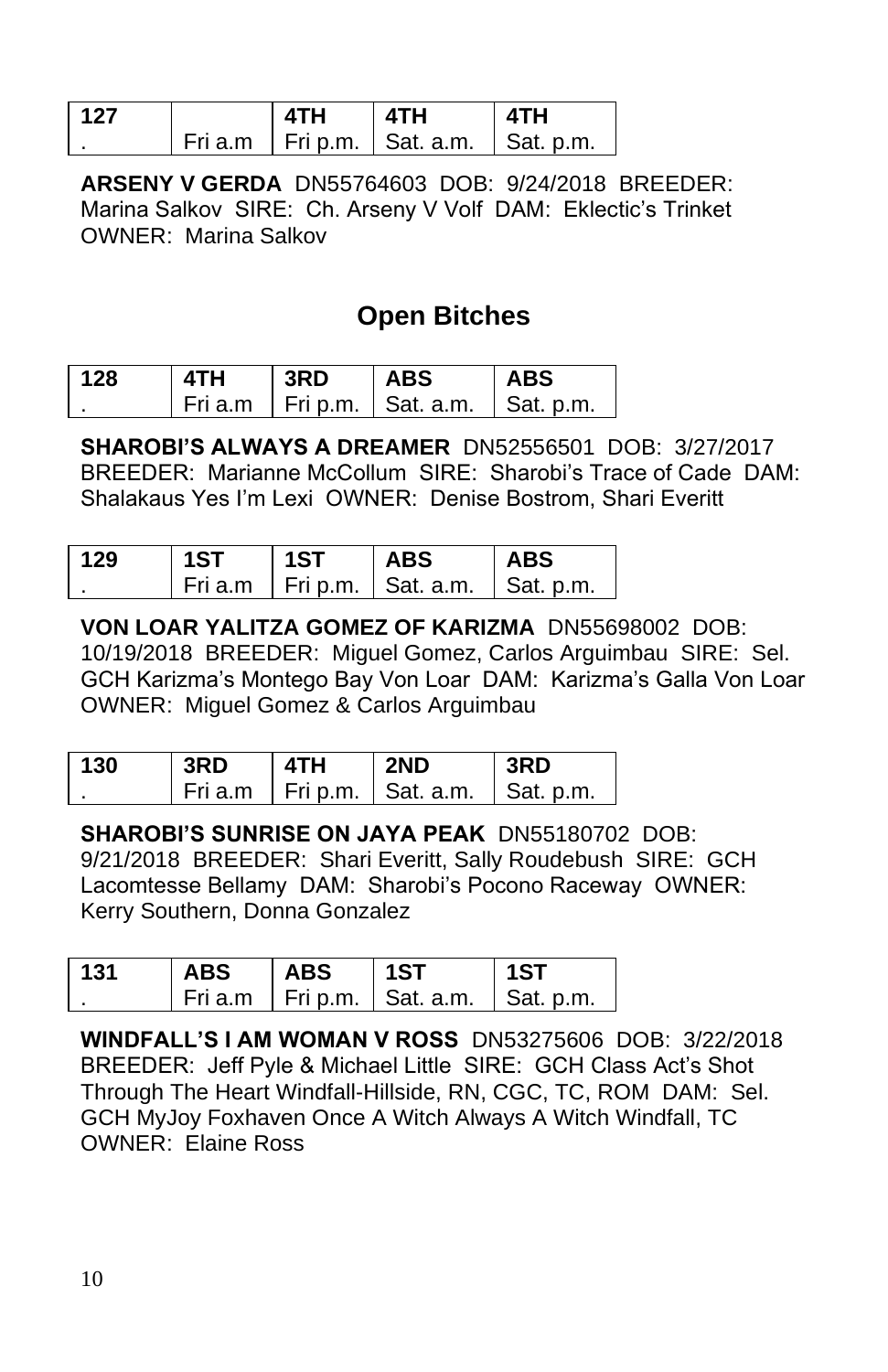| 127 | | 4TH | 4TH | 4TH |
|---|---|---|---|---|
| . | Fri a.m | Fri p.m. | Sat. a.m. | Sat. p.m. |

**ARSENY V GERDA** DN55764603 DOB: 9/24/2018 BREEDER: Marina Salkov SIRE: Ch. Arseny V Volf DAM: Eklectic's Trinket OWNER: Marina Salkov

## Open Bitches

| 128 | 4TH | 3RD | ABS | ABS |
|---|---|---|---|---|
| . | Fri a.m | Fri p.m. | Sat. a.m. | Sat. p.m. |

**SHAROBI'S ALWAYS A DREAMER** DN52556501 DOB: 3/27/2017 BREEDER: Marianne McCollum SIRE: Sharobi's Trace of Cade DAM: Shalakaus Yes I'm Lexi OWNER: Denise Bostrom, Shari Everitt

| 129 | 1ST | 1ST | ABS | ABS |
|---|---|---|---|---|
| . | Fri a.m | Fri p.m. | Sat. a.m. | Sat. p.m. |

**VON LOAR YALITZA GOMEZ OF KARIZMA** DN55698002 DOB: 10/19/2018 BREEDER: Miguel Gomez, Carlos Arguimbau SIRE: Sel. GCH Karizma's Montego Bay Von Loar DAM: Karizma's Galla Von Loar OWNER: Miguel Gomez & Carlos Arguimbau

| 130 | 3RD | 4TH | 2ND | 3RD |
|---|---|---|---|---|
| . | Fri a.m | Fri p.m. | Sat. a.m. | Sat. p.m. |

**SHAROBI'S SUNRISE ON JAYA PEAK** DN55180702 DOB: 9/21/2018 BREEDER: Shari Everitt, Sally Roudebush SIRE: GCH Lacomtesse Bellamy DAM: Sharobi's Pocono Raceway OWNER: Kerry Southern, Donna Gonzalez

| 131 | ABS | ABS | 1ST | 1ST |
|---|---|---|---|---|
| . | Fri a.m | Fri p.m. | Sat. a.m. | Sat. p.m. |

**WINDFALL'S I AM WOMAN V ROSS** DN53275606 DOB: 3/22/2018 BREEDER: Jeff Pyle & Michael Little SIRE: GCH Class Act's Shot Through The Heart Windfall-Hillside, RN, CGC, TC, ROM DAM: Sel. GCH MyJoy Foxhaven Once A Witch Always A Witch Windfall, TC OWNER: Elaine Ross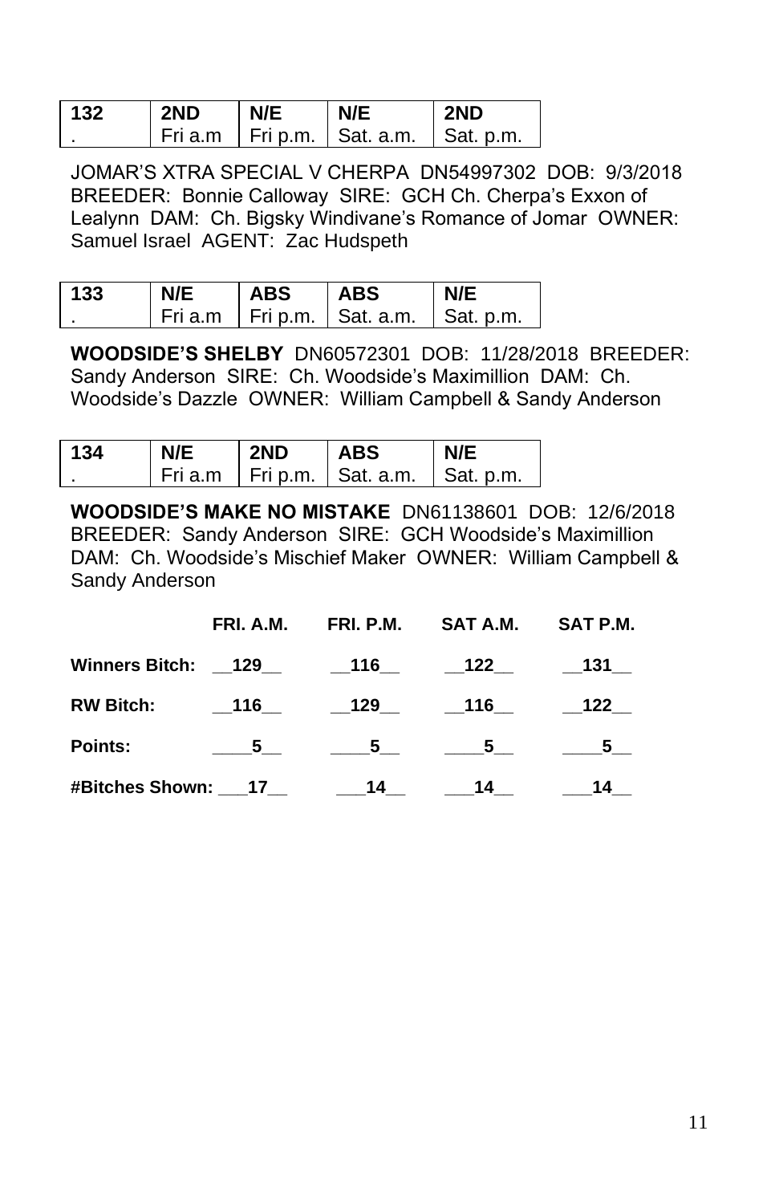| 132 | 2ND | N/E | N/E | 2ND |
|---|---|---|---|---|
| . | Fri a.m | Fri p.m. | Sat. a.m. | Sat. p.m. |

JOMAR'S XTRA SPECIAL V CHERPA DN54997302 DOB: 9/3/2018 BREEDER: Bonnie Calloway SIRE: GCH Ch. Cherpa's Exxon of Lealynn DAM: Ch. Bigsky Windivane's Romance of Jomar OWNER: Samuel Israel AGENT: Zac Hudspeth

| 133 | N/E | ABS | ABS | N/E |
|---|---|---|---|---|
| . | Fri a.m | Fri p.m. | Sat. a.m. | Sat. p.m. |

**WOODSIDE'S SHELBY** DN60572301 DOB: 11/28/2018 BREEDER: Sandy Anderson SIRE: Ch. Woodside's Maximillion DAM: Ch. Woodside's Dazzle OWNER: William Campbell & Sandy Anderson

| 134 | N/E | 2ND | ABS | N/E |
|---|---|---|---|---|
| . | Fri a.m | Fri p.m. | Sat. a.m. | Sat. p.m. |

**WOODSIDE'S MAKE NO MISTAKE** DN61138601 DOB: 12/6/2018 BREEDER: Sandy Anderson SIRE: GCH Woodside's Maximillion DAM: Ch. Woodside's Mischief Maker OWNER: William Campbell & Sandy Anderson

| | FRI. A.M. | FRI. P.M. | SAT A.M. | SAT P.M. |
|---|---|---|---|---|
| **Winners Bitch:** | 129 | 116 | 122 | 131 |
| **RW Bitch:** | 116 | 129 | 116 | 122 |
| **Points:** | 5 | 5 | 5 | 5 |
| **#Bitches Shown:** | 17 | 14 | 14 | 14 |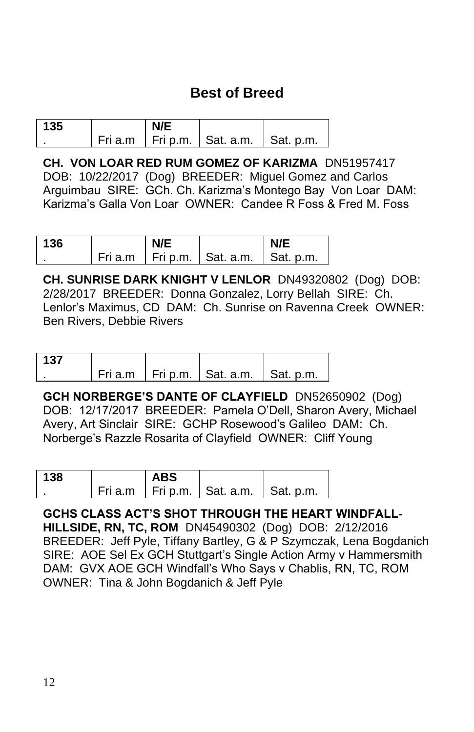## Best of Breed

| 135 | | N/E | | |
|---|---|---|---|---|
| . | Fri a.m | Fri p.m. | Sat. a.m. | Sat. p.m. |

**CH. VON LOAR RED RUM GOMEZ OF KARIZMA** DN51957417 DOB: 10/22/2017 (Dog) BREEDER: Miguel Gomez and Carlos Arguimbau SIRE: GCh. Ch. Karizma's Montego Bay Von Loar DAM: Karizma's Galla Von Loar OWNER: Candee R Foss & Fred M. Foss

| 136 | | N/E | | N/E |
|---|---|---|---|---|
| . | Fri a.m | Fri p.m. | Sat. a.m. | Sat. p.m. |

**CH. SUNRISE DARK KNIGHT V LENLOR** DN49320802 (Dog) DOB: 2/28/2017 BREEDER: Donna Gonzalez, Lorry Bellah SIRE: Ch. Lenlor's Maximus, CD DAM: Ch. Sunrise on Ravenna Creek OWNER: Ben Rivers, Debbie Rivers

| 137 | | | | |
|---|---|---|---|---|
| . | Fri a.m | Fri p.m. | Sat. a.m. | Sat. p.m. |

**GCH NORBERGE'S DANTE OF CLAYFIELD** DN52650902 (Dog) DOB: 12/17/2017 BREEDER: Pamela O'Dell, Sharon Avery, Michael Avery, Art Sinclair SIRE: GCHP Rosewood's Galileo DAM: Ch. Norberge's Razzle Rosarita of Clayfield OWNER: Cliff Young

| 138 | | ABS | | |
|---|---|---|---|---|
| . | Fri a.m | Fri p.m. | Sat. a.m. | Sat. p.m. |

**GCHS CLASS ACT'S SHOT THROUGH THE HEART WINDFALL-HILLSIDE, RN, TC, ROM** DN45490302 (Dog) DOB: 2/12/2016 BREEDER: Jeff Pyle, Tiffany Bartley, G & P Szymczak, Lena Bogdanich SIRE: AOE Sel Ex GCH Stuttgart's Single Action Army v Hammersmith DAM: GVX AOE GCH Windfall's Who Says v Chablis, RN, TC, ROM OWNER: Tina & John Bogdanich & Jeff Pyle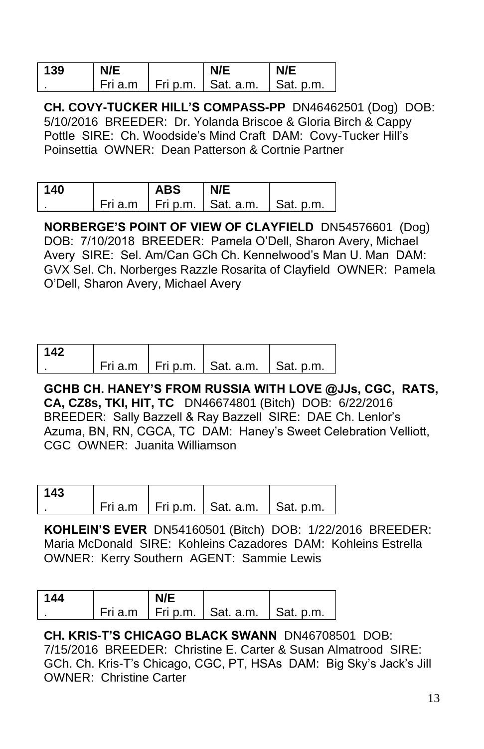| 139 | N/E | | N/E | N/E |
|---|---|---|---|---|
| . | Fri a.m | Fri p.m. | Sat. a.m. | Sat. p.m. |

**CH. COVY-TUCKER HILL'S COMPASS-PP** DN46462501 (Dog) DOB: 5/10/2016 BREEDER: Dr. Yolanda Briscoe & Gloria Birch & Cappy Pottle SIRE: Ch. Woodside's Mind Craft DAM: Covy-Tucker Hill's Poinsettia OWNER: Dean Patterson & Cortnie Partner

| 140 | | ABS | N/E | |
|---|---|---|---|---|
| . | Fri a.m | Fri p.m. | Sat. a.m. | Sat. p.m. |

**NORBERGE'S POINT OF VIEW OF CLAYFIELD** DN54576601 (Dog) DOB: 7/10/2018 BREEDER: Pamela O'Dell, Sharon Avery, Michael Avery SIRE: Sel. Am/Can GCh Ch. Kennelwood's Man U. Man DAM: GVX Sel. Ch. Norberges Razzle Rosarita of Clayfield OWNER: Pamela O'Dell, Sharon Avery, Michael Avery

| 142 | | | | |
|---|---|---|---|---|
| . | Fri a.m | Fri p.m. | Sat. a.m. | Sat. p.m. |

**GCHB CH. HANEY'S FROM RUSSIA WITH LOVE @JJs, CGC, RATS, CA, CZ8s, TKI, HIT, TC** DN46674801 (Bitch) DOB: 6/22/2016 BREEDER: Sally Bazzell & Ray Bazzell SIRE: DAE Ch. Lenlor's Azuma, BN, RN, CGCA, TC DAM: Haney's Sweet Celebration Velliott, CGC OWNER: Juanita Williamson

| 143 | | | | |
|---|---|---|---|---|
| . | Fri a.m | Fri p.m. | Sat. a.m. | Sat. p.m. |

**KOHLEIN'S EVER** DN54160501 (Bitch) DOB: 1/22/2016 BREEDER: Maria McDonald SIRE: Kohleins Cazadores DAM: Kohleins Estrella OWNER: Kerry Southern AGENT: Sammie Lewis

| 144 | | N/E | | |
|---|---|---|---|---|
| . | Fri a.m | Fri p.m. | Sat. a.m. | Sat. p.m. |

**CH. KRIS-T'S CHICAGO BLACK SWANN** DN46708501 DOB: 7/15/2016 BREEDER: Christine E. Carter & Susan Almatrood SIRE: GCh. Ch. Kris-T's Chicago, CGC, PT, HSAs DAM: Big Sky's Jack's Jill OWNER: Christine Carter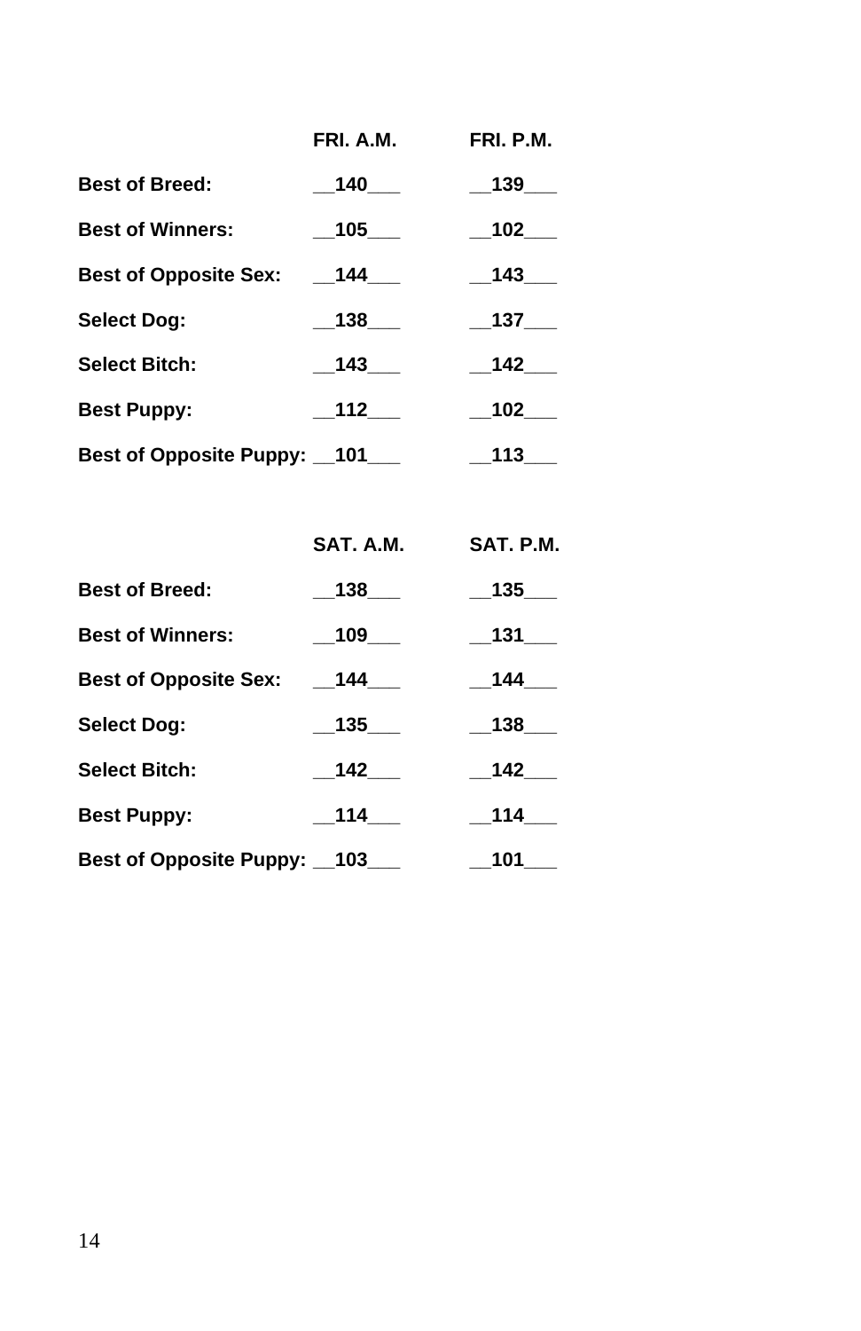| | FRI. A.M. | FRI. P.M. |
|---|---|---|
| **Best of Breed:** | 140 | 139 |
| **Best of Winners:** | 105 | 102 |
| **Best of Opposite Sex:** | 144 | 143 |
| **Select Dog:** | 138 | 137 |
| **Select Bitch:** | 143 | 142 |
| **Best Puppy:** | 112 | 102 |
| **Best of Opposite Puppy:** | 101 | 113 |

| | SAT. A.M. | SAT. P.M. |
|---|---|---|
| **Best of Breed:** | 138 | 135 |
| **Best of Winners:** | 109 | 131 |
| **Best of Opposite Sex:** | 144 | 144 |
| **Select Dog:** | 135 | 138 |
| **Select Bitch:** | 142 | 142 |
| **Best Puppy:** | 114 | 114 |
| **Best of Opposite Puppy:** | 103 | 101 |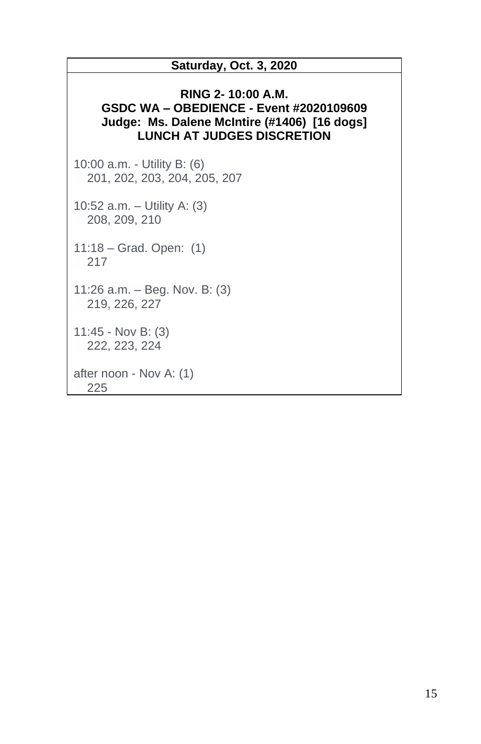**Saturday, Oct. 3, 2020**

**RING 2- 10:00 A.M.**
**GSDC WA – OBEDIENCE - Event #2020109609**
**Judge: Ms. Dalene McIntire (#1406) [16 dogs]**
**LUNCH AT JUDGES DISCRETION**

10:00 a.m. - Utility B: (6)
201, 202, 203, 204, 205, 207

10:52 a.m. – Utility A: (3)
208, 209, 210

11:18 – Grad. Open: (1)
217

11:26 a.m. – Beg. Nov. B: (3)
219, 226, 227

11:45 - Nov B: (3)
222, 223, 224

after noon - Nov A: (1)
225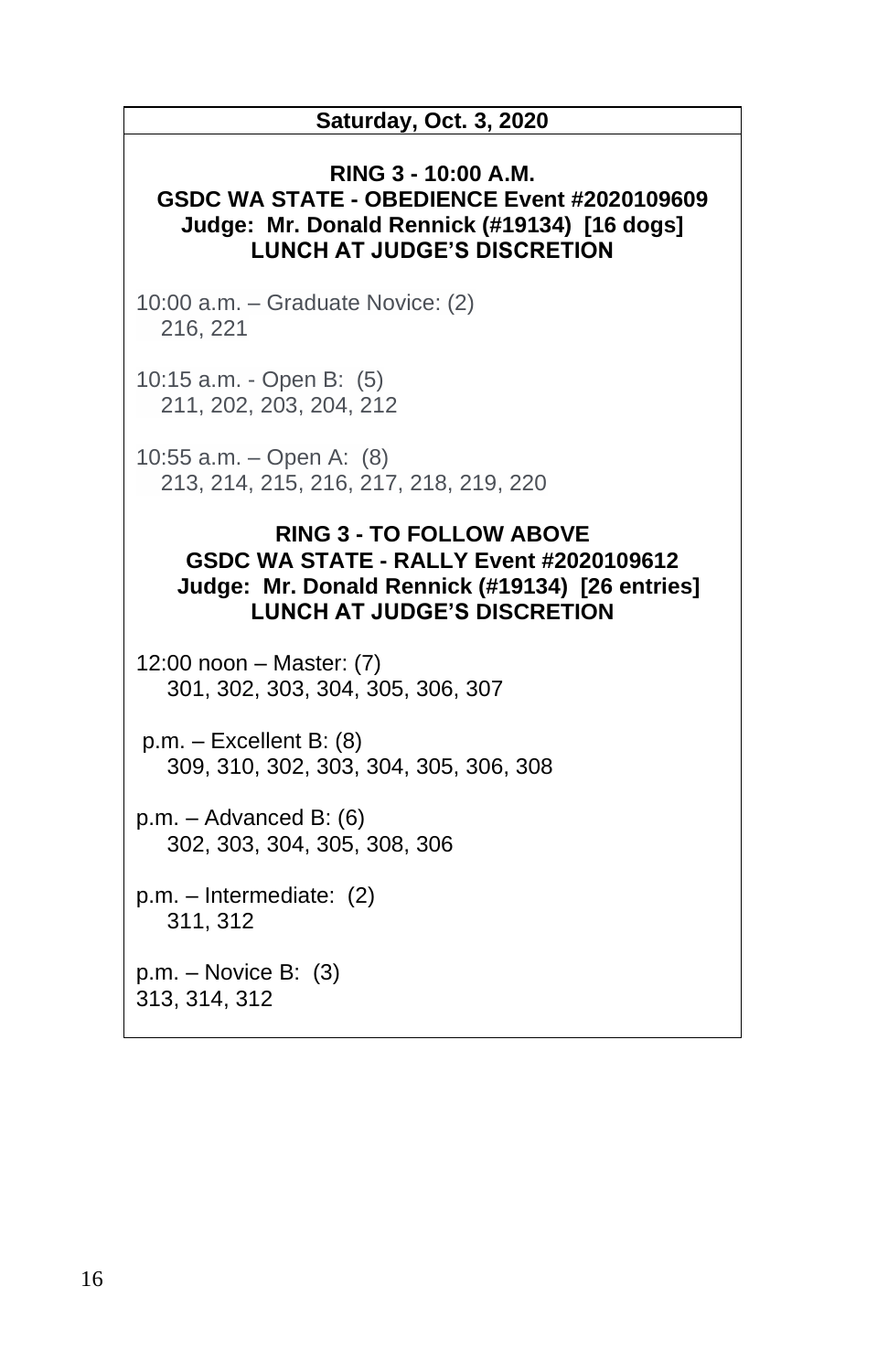**Saturday, Oct. 3, 2020**

**RING 3 - 10:00 A.M.**
**GSDC WA STATE - OBEDIENCE Event #2020109609**
**Judge: Mr. Donald Rennick (#19134) [16 dogs]**
**LUNCH AT JUDGE'S DISCRETION**

10:00 a.m. – Graduate Novice: (2)
216, 221

10:15 a.m. - Open B: (5)
211, 202, 203, 204, 212

10:55 a.m. – Open A: (8)
213, 214, 215, 216, 217, 218, 219, 220

**RING 3 - TO FOLLOW ABOVE**
**GSDC WA STATE - RALLY Event #2020109612**
**Judge: Mr. Donald Rennick (#19134) [26 entries]**
**LUNCH AT JUDGE'S DISCRETION**

12:00 noon – Master: (7)
301, 302, 303, 304, 305, 306, 307

p.m. – Excellent B: (8)
309, 310, 302, 303, 304, 305, 306, 308

p.m. – Advanced B: (6)
302, 303, 304, 305, 308, 306

p.m. – Intermediate: (2)
311, 312

p.m. – Novice B: (3)
313, 314, 312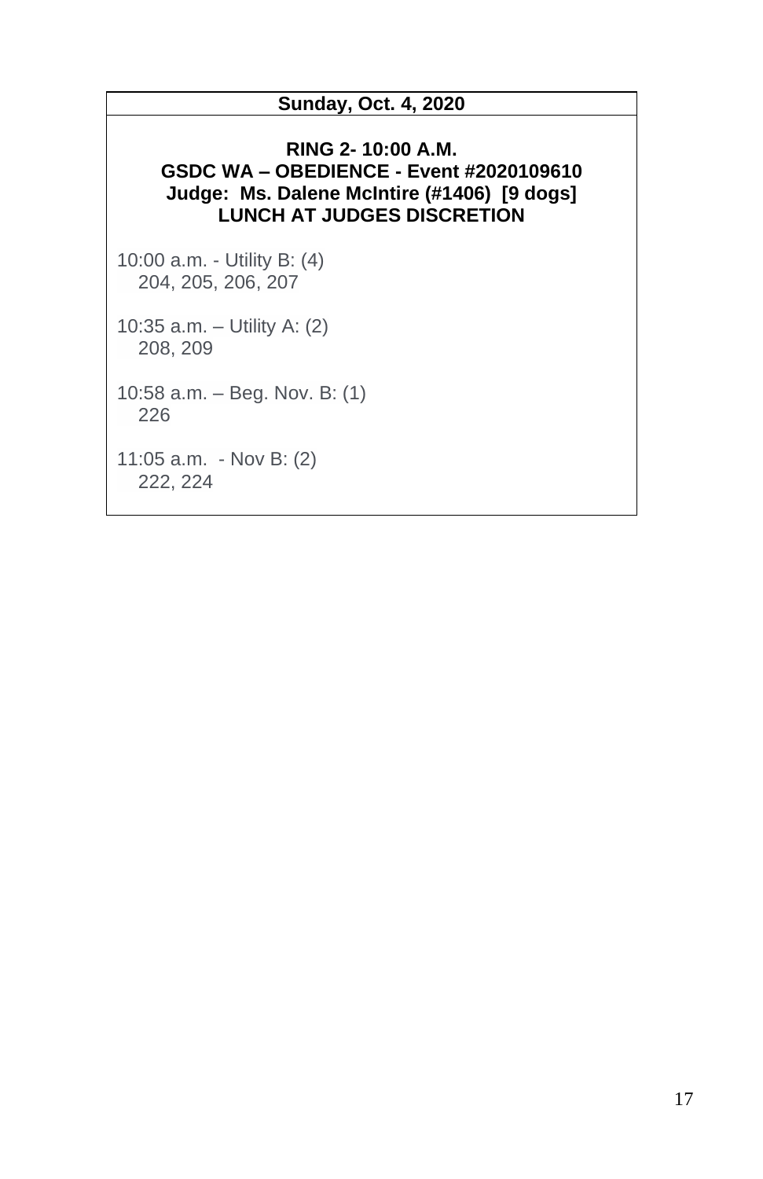**Sunday, Oct. 4, 2020**

**RING 2- 10:00 A.M.**
**GSDC WA – OBEDIENCE - Event #2020109610**
**Judge: Ms. Dalene McIntire (#1406) [9 dogs]**
**LUNCH AT JUDGES DISCRETION**

10:00 a.m. - Utility B: (4)
204, 205, 206, 207

10:35 a.m. – Utility A: (2)
208, 209

10:58 a.m. – Beg. Nov. B: (1)
226

11:05 a.m. - Nov B: (2)
222, 224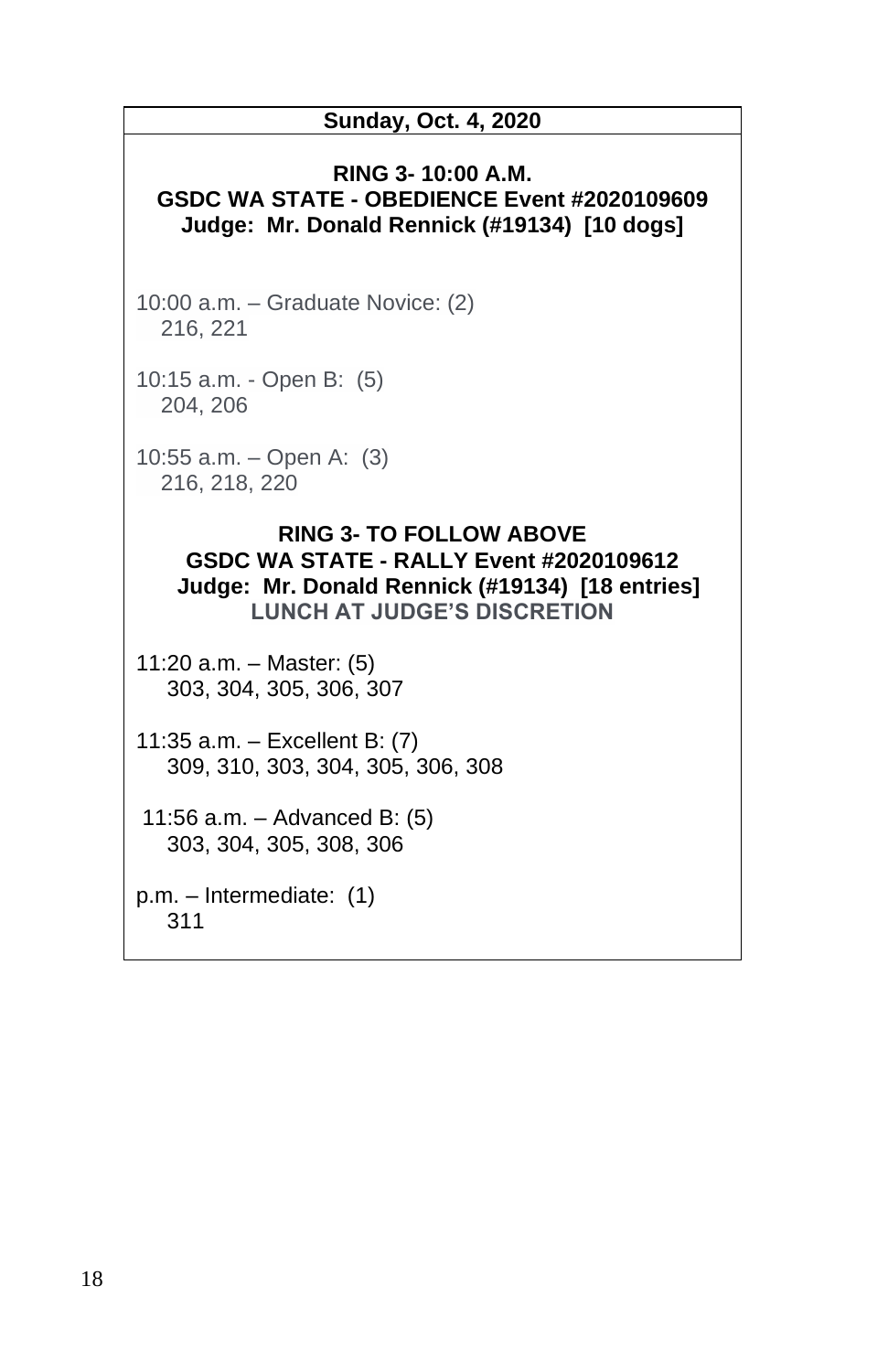**Sunday, Oct. 4, 2020**

**RING 3- 10:00 A.M.**
**GSDC WA STATE - OBEDIENCE Event #2020109609**
**Judge: Mr. Donald Rennick (#19134) [10 dogs]**

10:00 a.m. – Graduate Novice: (2)
216, 221

10:15 a.m. - Open B: (5)
204, 206

10:55 a.m. – Open A: (3)
216, 218, 220

**RING 3- TO FOLLOW ABOVE**
**GSDC WA STATE - RALLY Event #2020109612**
**Judge: Mr. Donald Rennick (#19134) [18 entries]**
**LUNCH AT JUDGE'S DISCRETION**

11:20 a.m. – Master: (5)
303, 304, 305, 306, 307

11:35 a.m. – Excellent B: (7)
309, 310, 303, 304, 305, 306, 308

11:56 a.m. – Advanced B: (5)
303, 304, 305, 308, 306

p.m. – Intermediate: (1)
311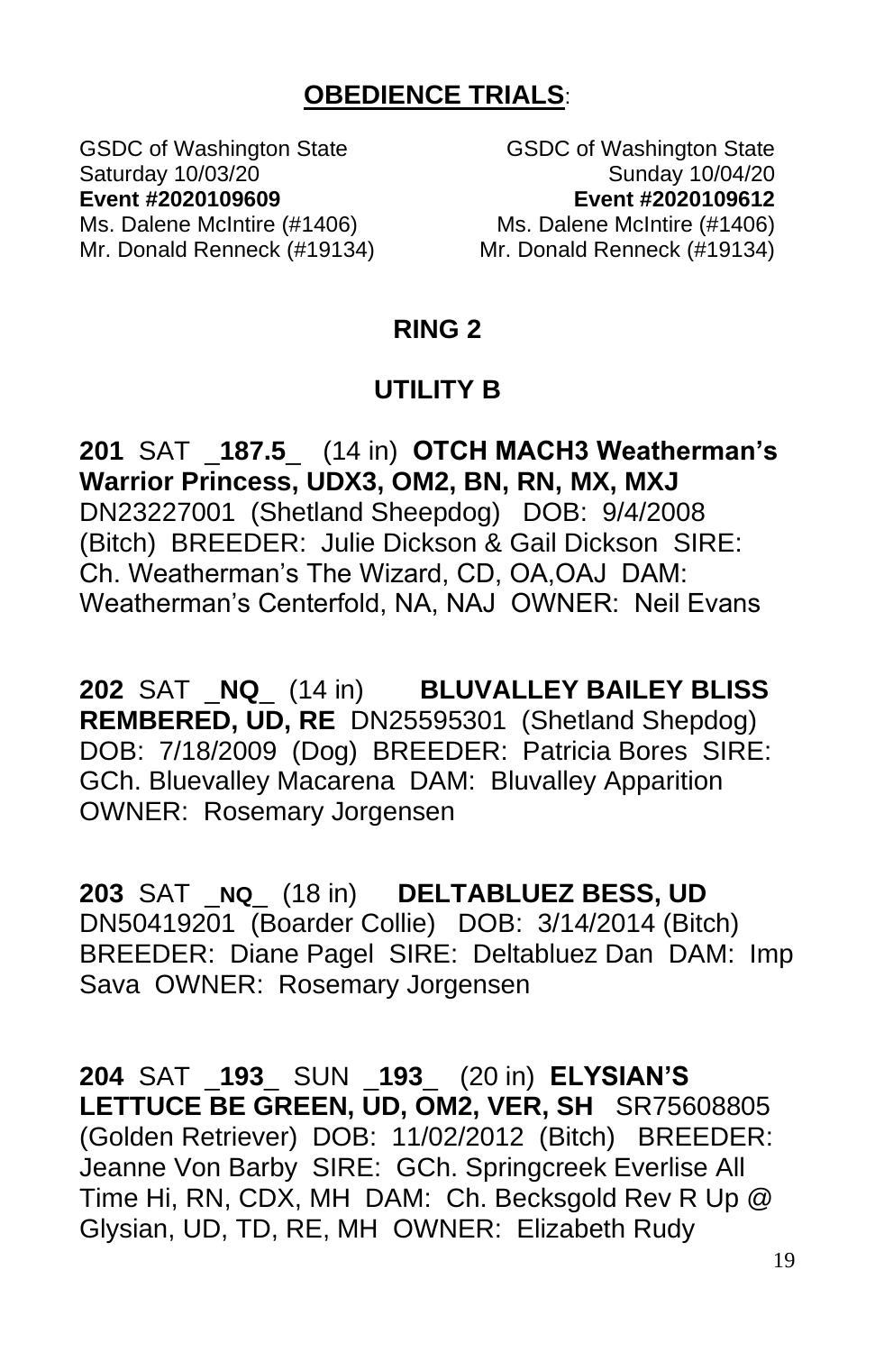## **OBEDIENCE TRIALS**:

| GSDC of Washington State | GSDC of Washington State |
| --- | --- |
| Saturday 10/03/20 | Sunday 10/04/20 |
| **Event #2020109609** | **Event #2020109612** |
| Ms. Dalene McIntire (#1406) | Ms. Dalene McIntire (#1406) |
| Mr. Donald Renneck (#19134) | Mr. Donald Renneck (#19134) |

### **RING 2**

### **UTILITY B**

**201** SAT _**187.5**_ (14 in) **OTCH MACH3 Weatherman's Warrior Princess, UDX3, OM2, BN, RN, MX, MXJ** DN23227001 (Shetland Sheepdog) DOB: 9/4/2008 (Bitch) BREEDER: Julie Dickson & Gail Dickson SIRE: Ch. Weatherman's The Wizard, CD, OA,OAJ DAM: Weatherman's Centerfold, NA, NAJ OWNER: Neil Evans

**202** SAT _**NQ**_ (14 in) **BLUVALLEY BAILEY BLISS REMBERED, UD, RE** DN25595301 (Shetland Shepdog) DOB: 7/18/2009 (Dog) BREEDER: Patricia Bores SIRE: GCh. Bluevalley Macarena DAM: Bluvalley Apparition OWNER: Rosemary Jorgensen

**203** SAT _**NQ**_ (18 in) **DELTABLUEZ BESS, UD** DN50419201 (Boarder Collie) DOB: 3/14/2014 (Bitch) BREEDER: Diane Pagel SIRE: Deltabluez Dan DAM: Imp Sava OWNER: Rosemary Jorgensen

**204** SAT _**193**_ SUN _**193**_ (20 in) **ELYSIAN'S LETTUCE BE GREEN, UD, OM2, VER, SH** SR75608805 (Golden Retriever) DOB: 11/02/2012 (Bitch) BREEDER: Jeanne Von Barby SIRE: GCh. Springcreek Everlise All Time Hi, RN, CDX, MH DAM: Ch. Becksgold Rev R Up @ Glysian, UD, TD, RE, MH OWNER: Elizabeth Rudy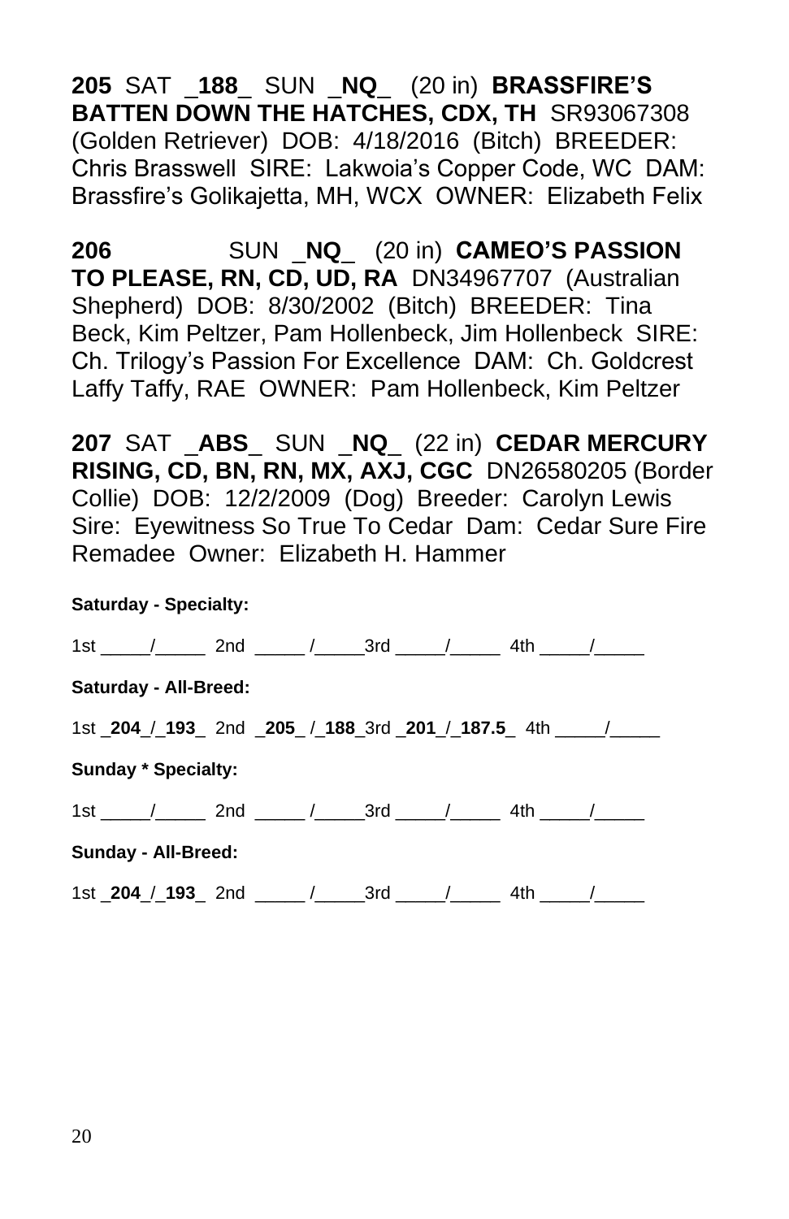**205** SAT _**188**_ SUN _**NQ**_ (20 in) **BRASSFIRE'S BATTEN DOWN THE HATCHES, CDX, TH** SR93067308 (Golden Retriever) DOB: 4/18/2016 (Bitch) BREEDER: Chris Brasswell SIRE: Lakwoia's Copper Code, WC DAM: Brassfire's Golikajetta, MH, WCX OWNER: Elizabeth Felix

**206** SUN _**NQ**_ (20 in) **CAMEO'S PASSION TO PLEASE, RN, CD, UD, RA** DN34967707 (Australian Shepherd) DOB: 8/30/2002 (Bitch) BREEDER: Tina Beck, Kim Peltzer, Pam Hollenbeck, Jim Hollenbeck SIRE: Ch. Trilogy's Passion For Excellence DAM: Ch. Goldcrest Laffy Taffy, RAE OWNER: Pam Hollenbeck, Kim Peltzer

**207** SAT _**ABS**_ SUN _**NQ**_ (22 in) **CEDAR MERCURY RISING, CD, BN, RN, MX, AXJ, CGC** DN26580205 (Border Collie) DOB: 12/2/2009 (Dog) Breeder: Carolyn Lewis Sire: Eyewitness So True To Cedar Dam: Cedar Sure Fire Remadee Owner: Elizabeth H. Hammer

**Saturday - Specialty:**

1st _____/_____ 2nd _____ /_____3rd _____/_____ 4th _____/_____

**Saturday - All-Breed:**

1st _**204**_/_**193**_ 2nd _**205**_ /_**188**_3rd _**201**_/_**187.5**_ 4th _____/_____

**Sunday * Specialty:**

1st _____/_____ 2nd _____ /_____3rd _____/_____ 4th _____/_____

**Sunday - All-Breed:**

1st _**204**_/_**193**_ 2nd _____ /_____3rd _____/_____ 4th _____/_____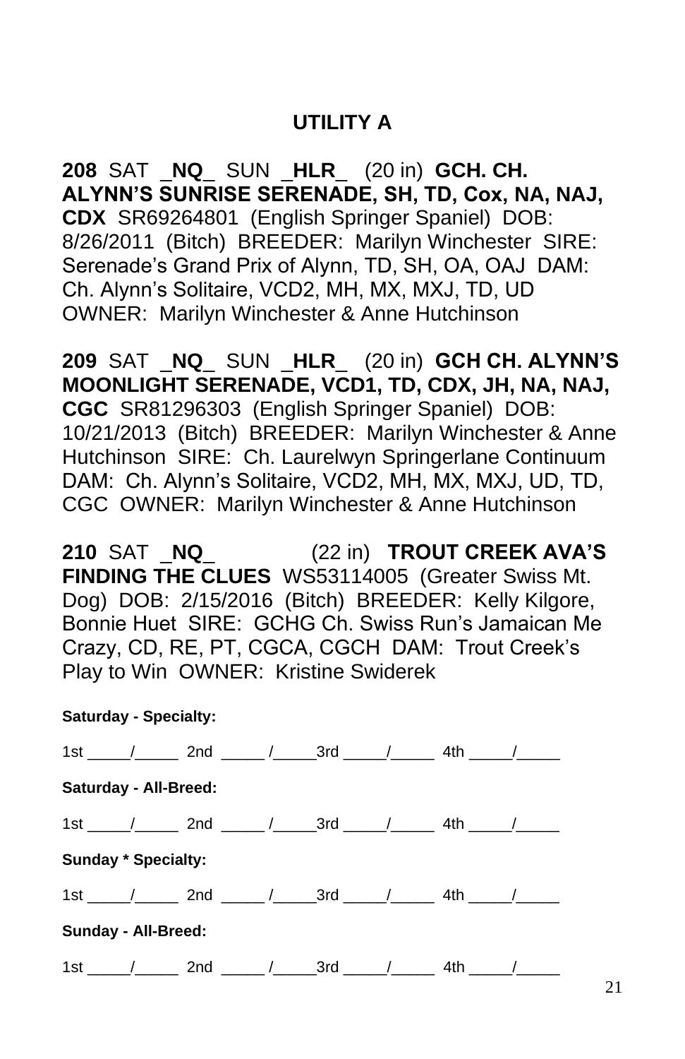## UTILITY A

**208** SAT _**NQ**_ SUN _**HLR**_ (20 in) **GCH. CH. ALYNN'S SUNRISE SERENADE, SH, TD, Cox, NA, NAJ, CDX** SR69264801 (English Springer Spaniel) DOB: 8/26/2011 (Bitch) BREEDER: Marilyn Winchester SIRE: Serenade's Grand Prix of Alynn, TD, SH, OA, OAJ DAM: Ch. Alynn's Solitaire, VCD2, MH, MX, MXJ, TD, UD OWNER: Marilyn Winchester & Anne Hutchinson

**209** SAT _**NQ**_ SUN _**HLR**_ (20 in) **GCH CH. ALYNN'S MOONLIGHT SERENADE, VCD1, TD, CDX, JH, NA, NAJ, CGC** SR81296303 (English Springer Spaniel) DOB: 10/21/2013 (Bitch) BREEDER: Marilyn Winchester & Anne Hutchinson SIRE: Ch. Laurelwyn Springerlane Continuum DAM: Ch. Alynn's Solitaire, VCD2, MH, MX, MXJ, UD, TD, CGC OWNER: Marilyn Winchester & Anne Hutchinson

**210** SAT _**NQ**_ (22 in) **TROUT CREEK AVA'S FINDING THE CLUES** WS53114005 (Greater Swiss Mt. Dog) DOB: 2/15/2016 (Bitch) BREEDER: Kelly Kilgore, Bonnie Huet SIRE: GCHG Ch. Swiss Run's Jamaican Me Crazy, CD, RE, PT, CGCA, CGCH DAM: Trout Creek's Play to Win OWNER: Kristine Swiderek

**Saturday - Specialty:**

1st _____/_____ 2nd _____ /_____3rd _____/_____ 4th _____/_____

**Saturday - All-Breed:**

1st _____/_____ 2nd _____ /_____3rd _____/_____ 4th _____/_____

**Sunday * Specialty:**

1st _____/_____ 2nd _____ /_____3rd _____/_____ 4th _____/_____

**Sunday - All-Breed:**

1st _____/_____ 2nd _____ /_____3rd _____/_____ 4th _____/_____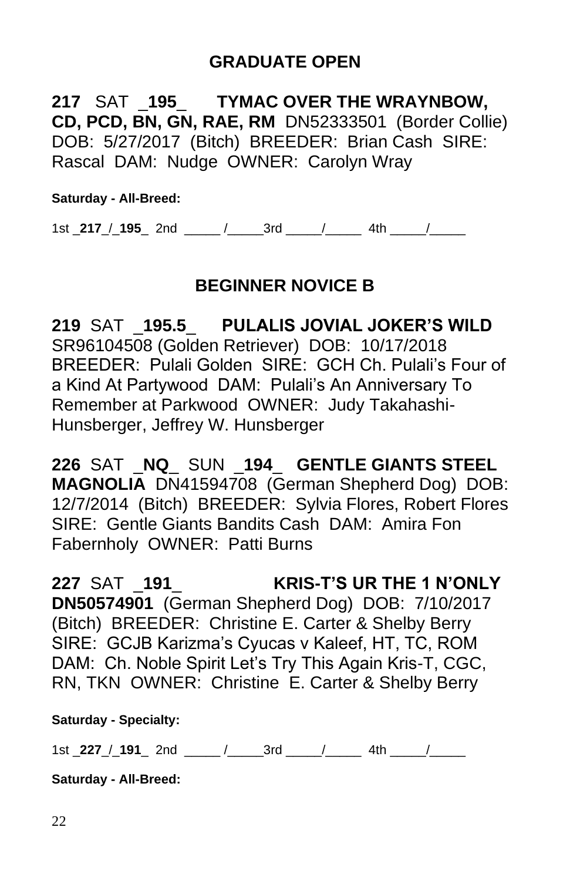## GRADUATE OPEN

**217** SAT _**195**_ **TYMAC OVER THE WRAYNBOW, CD, PCD, BN, GN, RAE, RM** DN52333501 (Border Collie) DOB: 5/27/2017 (Bitch) BREEDER: Brian Cash SIRE: Rascal DAM: Nudge OWNER: Carolyn Wray

**Saturday - All-Breed:**

1st _**217**_/_**195**_ 2nd _____ /_____3rd _____/_____ 4th _____/_____

## BEGINNER NOVICE B

**219** SAT _**195.5**_ **PULALIS JOVIAL JOKER'S WILD** SR96104508 (Golden Retriever) DOB: 10/17/2018 BREEDER: Pulali Golden SIRE: GCH Ch. Pulali's Four of a Kind At Partywood DAM: Pulali's An Anniversary To Remember at Parkwood OWNER: Judy Takahashi-Hunsberger, Jeffrey W. Hunsberger

**226** SAT _**NQ**_ SUN _**194**_ **GENTLE GIANTS STEEL MAGNOLIA** DN41594708 (German Shepherd Dog) DOB: 12/7/2014 (Bitch) BREEDER: Sylvia Flores, Robert Flores SIRE: Gentle Giants Bandits Cash DAM: Amira Fon Fabernholy OWNER: Patti Burns

**227** SAT _**191**_ **KRIS-T'S UR THE 1 N'ONLY DN50574901** (German Shepherd Dog) DOB: 7/10/2017 (Bitch) BREEDER: Christine E. Carter & Shelby Berry SIRE: GCJB Karizma's Cyucas v Kaleef, HT, TC, ROM DAM: Ch. Noble Spirit Let's Try This Again Kris-T, CGC, RN, TKN OWNER: Christine E. Carter & Shelby Berry

**Saturday - Specialty:**

1st _**227**_/_**191**_ 2nd _____ /_____3rd _____/_____ 4th _____/_____

**Saturday - All-Breed:**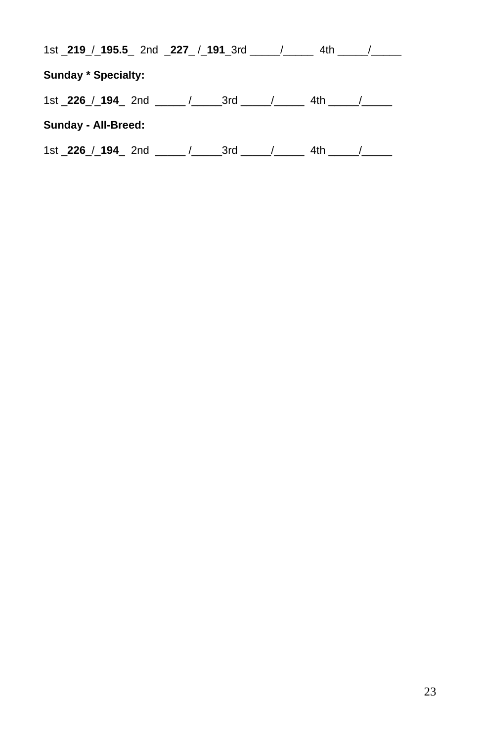1st _**219**_/_**195.5**_  2nd  _**227**_ /_**191**_3rd _____/_____  4th _____/_____

**Sunday * Specialty:**

1st _**226**_/_**194**_  2nd  _____ /_____3rd _____/_____  4th _____/_____

**Sunday - All-Breed:**

1st _**226**_/_**194**_  2nd  _____ /_____3rd _____/_____  4th _____/_____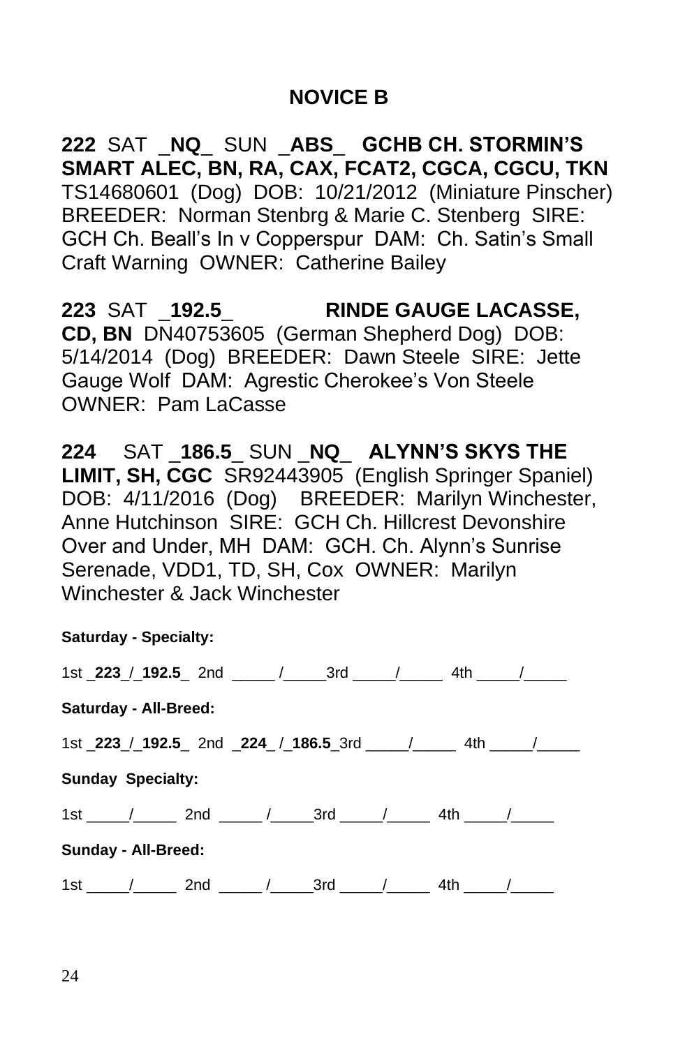## NOVICE B

**222** SAT _**NQ**_ SUN _**ABS**_ **GCHB CH. STORMIN'S SMART ALEC, BN, RA, CAX, FCAT2, CGCA, CGCU, TKN** TS14680601 (Dog) DOB: 10/21/2012 (Miniature Pinscher) BREEDER: Norman Stenbrg & Marie C. Stenberg SIRE: GCH Ch. Beall's In v Copperspur DAM: Ch. Satin's Small Craft Warning OWNER: Catherine Bailey

**223** SAT _**192.5**_ **RINDE GAUGE LACASSE, CD, BN** DN40753605 (German Shepherd Dog) DOB: 5/14/2014 (Dog) BREEDER: Dawn Steele SIRE: Jette Gauge Wolf DAM: Agrestic Cherokee's Von Steele OWNER: Pam LaCasse

**224** SAT _**186.5**_ SUN _**NQ**_ **ALYNN'S SKYS THE LIMIT, SH, CGC** SR92443905 (English Springer Spaniel) DOB: 4/11/2016 (Dog) BREEDER: Marilyn Winchester, Anne Hutchinson SIRE: GCH Ch. Hillcrest Devonshire Over and Under, MH DAM: GCH. Ch. Alynn's Sunrise Serenade, VDD1, TD, SH, Cox OWNER: Marilyn Winchester & Jack Winchester

**Saturday - Specialty:**

1st _**223**_/_**192.5**_ 2nd _____ /_____3rd _____/_____ 4th _____/_____

**Saturday - All-Breed:**

1st _**223**_/_**192.5**_ 2nd _**224**_ /_**186.5**_3rd _____/_____ 4th _____/_____

**Sunday Specialty:**

1st _____/_____ 2nd _____ /_____3rd _____/_____ 4th _____/_____

**Sunday - All-Breed:**

1st _____/_____ 2nd _____ /_____3rd _____/_____ 4th _____/_____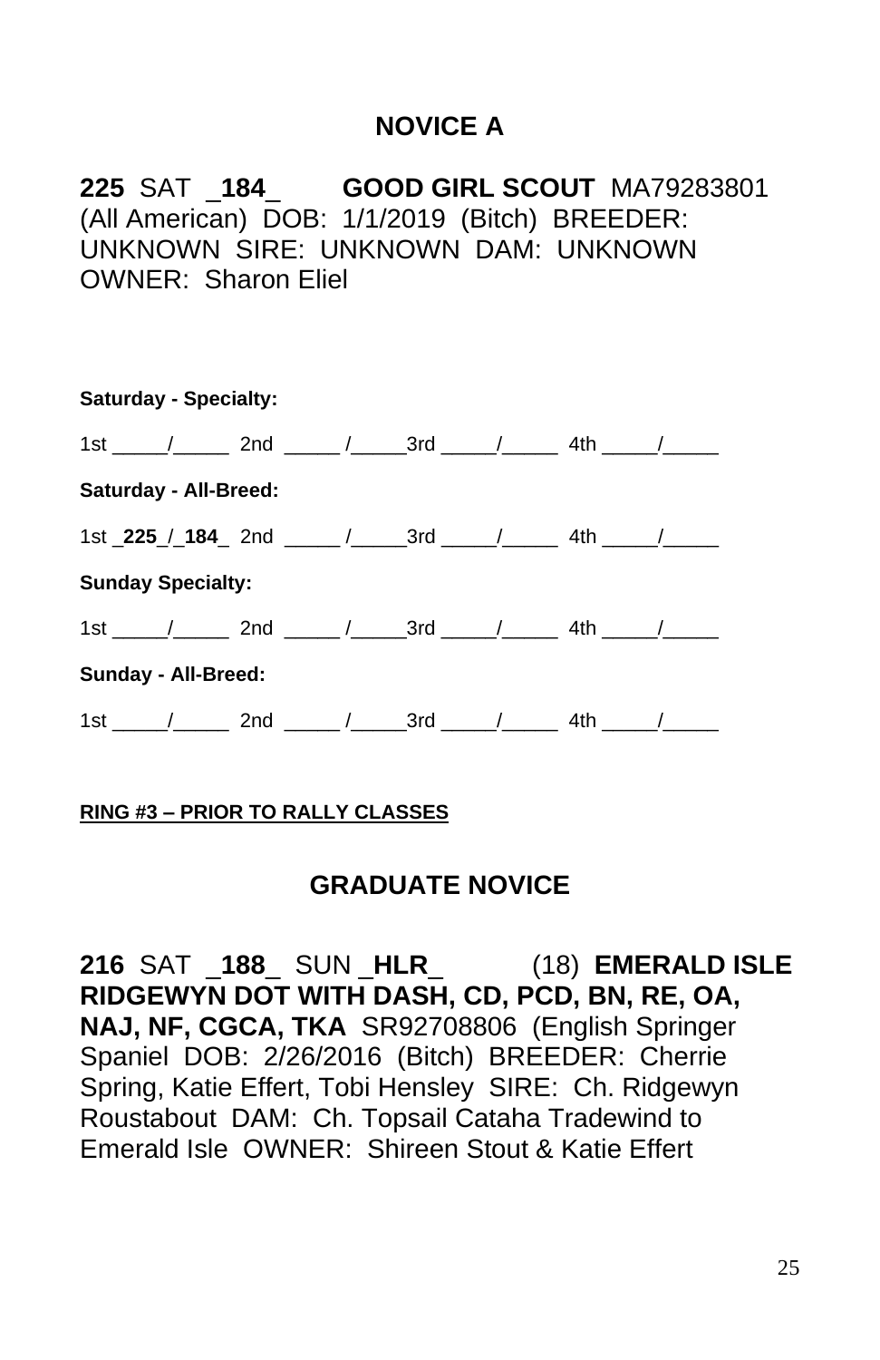## NOVICE A

**225** SAT _**184**_ **GOOD GIRL SCOUT** MA79283801 (All American) DOB: 1/1/2019 (Bitch) BREEDER: UNKNOWN SIRE: UNKNOWN DAM: UNKNOWN OWNER: Sharon Eliel

**Saturday - Specialty:**

1st _____/_____ 2nd _____ /_____3rd _____/_____ 4th _____/_____

**Saturday - All-Breed:**

1st _**225**_/_**184**_ 2nd _____ /_____3rd _____/_____ 4th _____/_____

**Sunday Specialty:**

1st _____/_____ 2nd _____ /_____3rd _____/_____ 4th _____/_____

**Sunday - All-Breed:**

1st _____/_____ 2nd _____ /_____3rd _____/_____ 4th _____/_____

**RING #3 – PRIOR TO RALLY CLASSES**

## GRADUATE NOVICE

**216** SAT _**188**_ SUN _**HLR**_ (18) **EMERALD ISLE RIDGEWYN DOT WITH DASH, CD, PCD, BN, RE, OA, NAJ, NF, CGCA, TKA** SR92708806 (English Springer Spaniel DOB: 2/26/2016 (Bitch) BREEDER: Cherrie Spring, Katie Effert, Tobi Hensley SIRE: Ch. Ridgewyn Roustabout DAM: Ch. Topsail Cataha Tradewind to Emerald Isle OWNER: Shireen Stout & Katie Effert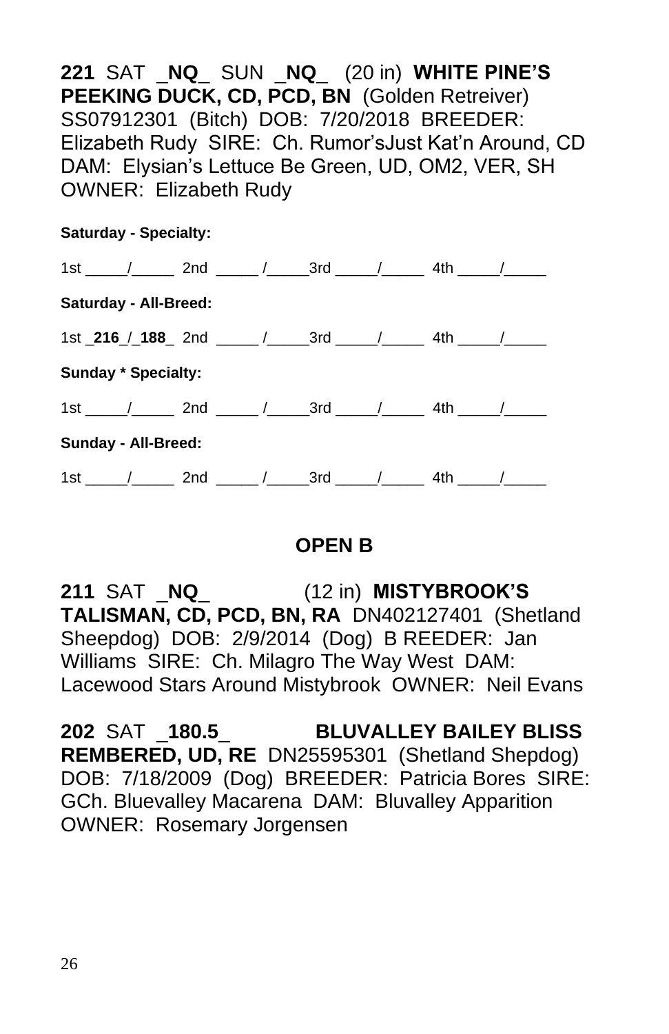**221** SAT _**NQ**_ SUN _**NQ**_ (20 in) **WHITE PINE'S PEEKING DUCK, CD, PCD, BN** (Golden Retreiver) SS07912301 (Bitch) DOB: 7/20/2018 BREEDER: Elizabeth Rudy SIRE: Ch. Rumor'sJust Kat'n Around, CD DAM: Elysian's Lettuce Be Green, UD, OM2, VER, SH OWNER: Elizabeth Rudy

**Saturday - Specialty:**

1st _____/_____ 2nd _____ /_____3rd _____/_____ 4th _____/_____

**Saturday - All-Breed:**

1st _**216**_/_**188**_ 2nd _____ /_____3rd _____/_____ 4th _____/_____

**Sunday * Specialty:**

1st _____/_____ 2nd _____ /_____3rd _____/_____ 4th _____/_____

**Sunday - All-Breed:**

1st _____/_____ 2nd _____ /_____3rd _____/_____ 4th _____/_____

## OPEN B

**211** SAT _**NQ**_ (12 in) **MISTYBROOK'S TALISMAN, CD, PCD, BN, RA** DN402127401 (Shetland Sheepdog) DOB: 2/9/2014 (Dog) B REEDER: Jan Williams SIRE: Ch. Milagro The Way West DAM: Lacewood Stars Around Mistybrook OWNER: Neil Evans

**202** SAT _**180.5**_ **BLUVALLEY BAILEY BLISS REMBERED, UD, RE** DN25595301 (Shetland Shepdog) DOB: 7/18/2009 (Dog) BREEDER: Patricia Bores SIRE: GCh. Bluevalley Macarena DAM: Bluvalley Apparition OWNER: Rosemary Jorgensen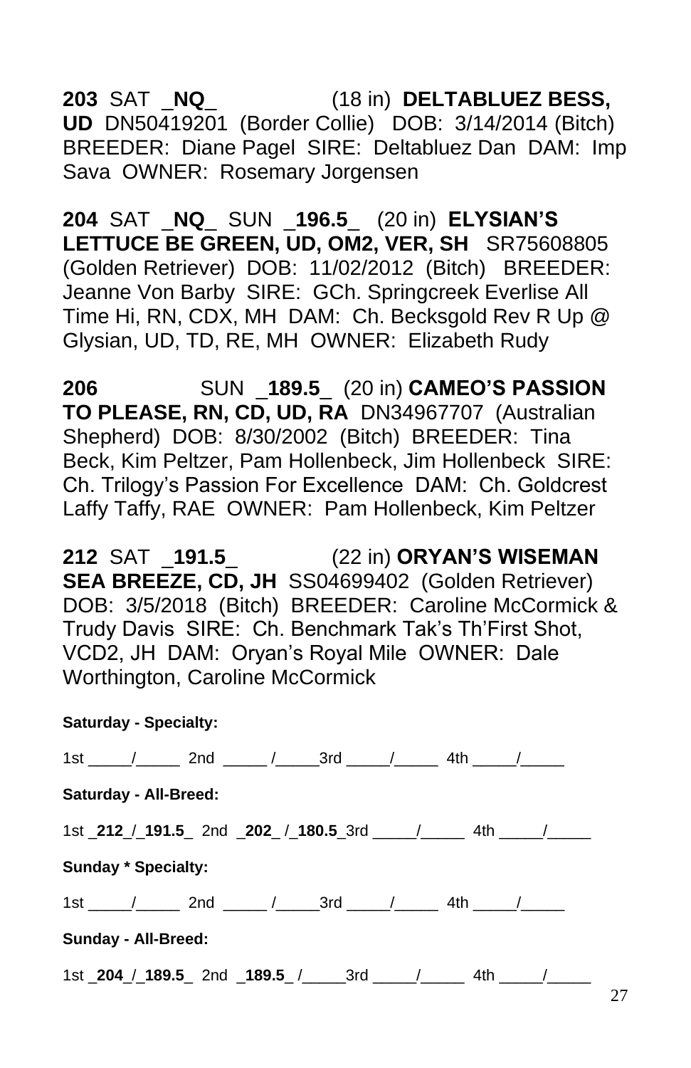**203** SAT _**NQ**_ (18 in) **DELTABLUEZ BESS, UD** DN50419201 (Border Collie) DOB: 3/14/2014 (Bitch) BREEDER: Diane Pagel SIRE: Deltabluez Dan DAM: Imp Sava OWNER: Rosemary Jorgensen

**204** SAT _**NQ**_ SUN _**196.5**_ (20 in) **ELYSIAN'S LETTUCE BE GREEN, UD, OM2, VER, SH** SR75608805 (Golden Retriever) DOB: 11/02/2012 (Bitch) BREEDER: Jeanne Von Barby SIRE: GCh. Springcreek Everlise All Time Hi, RN, CDX, MH DAM: Ch. Becksgold Rev R Up @ Glysian, UD, TD, RE, MH OWNER: Elizabeth Rudy

**206** SUN _**189.5**_ (20 in) **CAMEO'S PASSION TO PLEASE, RN, CD, UD, RA** DN34967707 (Australian Shepherd) DOB: 8/30/2002 (Bitch) BREEDER: Tina Beck, Kim Peltzer, Pam Hollenbeck, Jim Hollenbeck SIRE: Ch. Trilogy's Passion For Excellence DAM: Ch. Goldcrest Laffy Taffy, RAE OWNER: Pam Hollenbeck, Kim Peltzer

**212** SAT _**191.5**_ (22 in) **ORYAN'S WISEMAN SEA BREEZE, CD, JH** SS04699402 (Golden Retriever) DOB: 3/5/2018 (Bitch) BREEDER: Caroline McCormick & Trudy Davis SIRE: Ch. Benchmark Tak's Th'First Shot, VCD2, JH DAM: Oryan's Royal Mile OWNER: Dale Worthington, Caroline McCormick

**Saturday - Specialty:**

1st _____/_____ 2nd _____ /_____3rd _____/_____ 4th _____/_____

**Saturday - All-Breed:**

1st _**212**_/_**191.5**_ 2nd _**202**_ /_**180.5**_3rd _____/_____ 4th _____/_____

**Sunday * Specialty:**

1st _____/_____ 2nd _____ /_____3rd _____/_____ 4th _____/_____

**Sunday - All-Breed:**

1st _**204**_/_**189.5**_ 2nd _**189.5**_ /_____3rd _____/_____ 4th _____/_____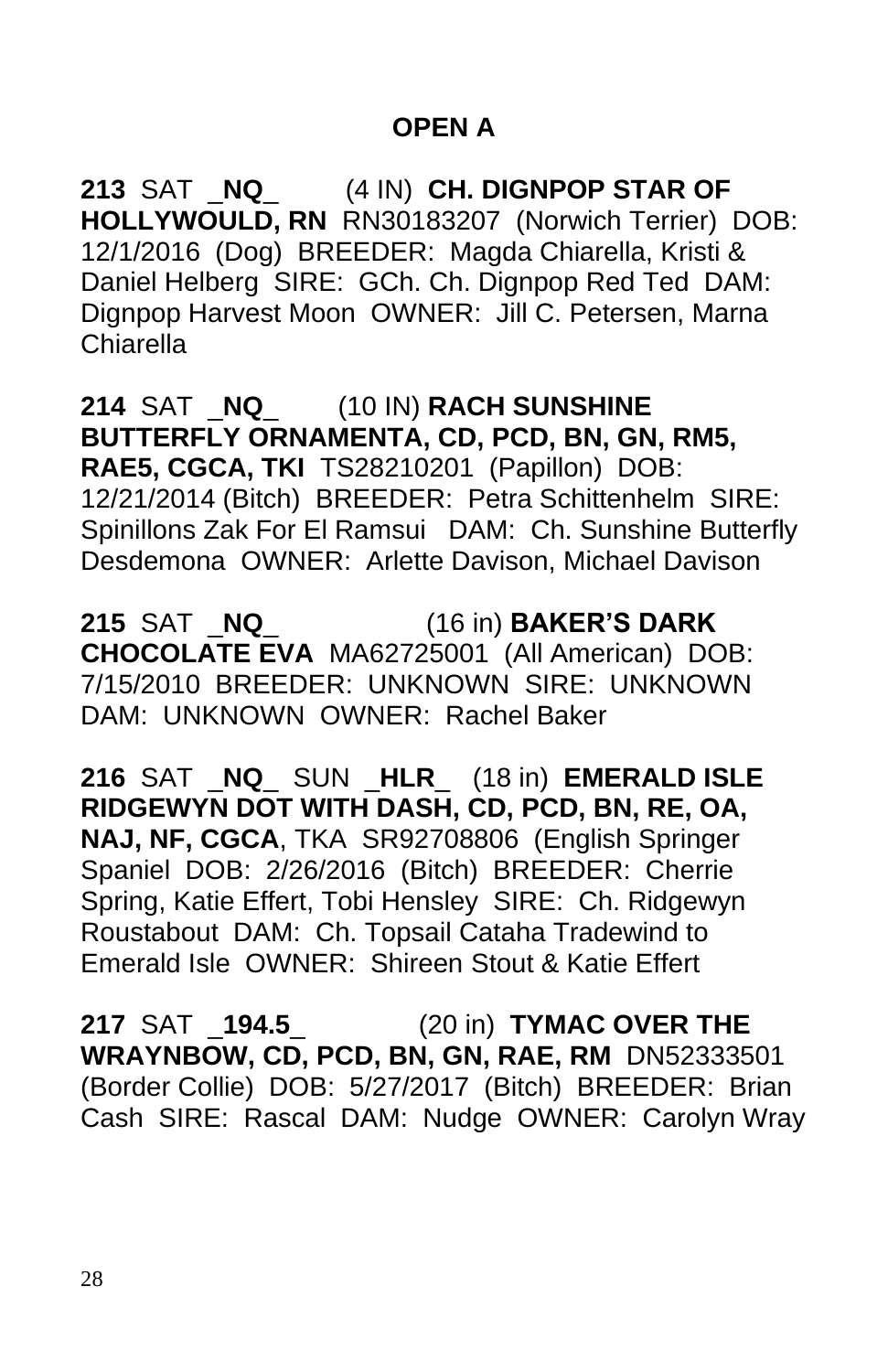## OPEN A

**213** SAT _**NQ**_ (4 IN) **CH. DIGNPOP STAR OF HOLLYWOULD, RN** RN30183207 (Norwich Terrier) DOB: 12/1/2016 (Dog) BREEDER: Magda Chiarella, Kristi & Daniel Helberg SIRE: GCh. Ch. Dignpop Red Ted DAM: Dignpop Harvest Moon OWNER: Jill C. Petersen, Marna Chiarella

**214** SAT _**NQ**_ (10 IN) **RACH SUNSHINE BUTTERFLY ORNAMENTA, CD, PCD, BN, GN, RM5, RAE5, CGCA, TKI** TS28210201 (Papillon) DOB: 12/21/2014 (Bitch) BREEDER: Petra Schittenhelm SIRE: Spinillons Zak For El Ramsui DAM: Ch. Sunshine Butterfly Desdemona OWNER: Arlette Davison, Michael Davison

**215** SAT _**NQ**_ (16 in) **BAKER'S DARK CHOCOLATE EVA** MA62725001 (All American) DOB: 7/15/2010 BREEDER: UNKNOWN SIRE: UNKNOWN DAM: UNKNOWN OWNER: Rachel Baker

**216** SAT _**NQ**_ SUN _**HLR**_ (18 in) **EMERALD ISLE RIDGEWYN DOT WITH DASH, CD, PCD, BN, RE, OA, NAJ, NF, CGCA**, TKA SR92708806 (English Springer Spaniel DOB: 2/26/2016 (Bitch) BREEDER: Cherrie Spring, Katie Effert, Tobi Hensley SIRE: Ch. Ridgewyn Roustabout DAM: Ch. Topsail Cataha Tradewind to Emerald Isle OWNER: Shireen Stout & Katie Effert

**217** SAT _**194.5**_ (20 in) **TYMAC OVER THE WRAYNBOW, CD, PCD, BN, GN, RAE, RM** DN52333501 (Border Collie) DOB: 5/27/2017 (Bitch) BREEDER: Brian Cash SIRE: Rascal DAM: Nudge OWNER: Carolyn Wray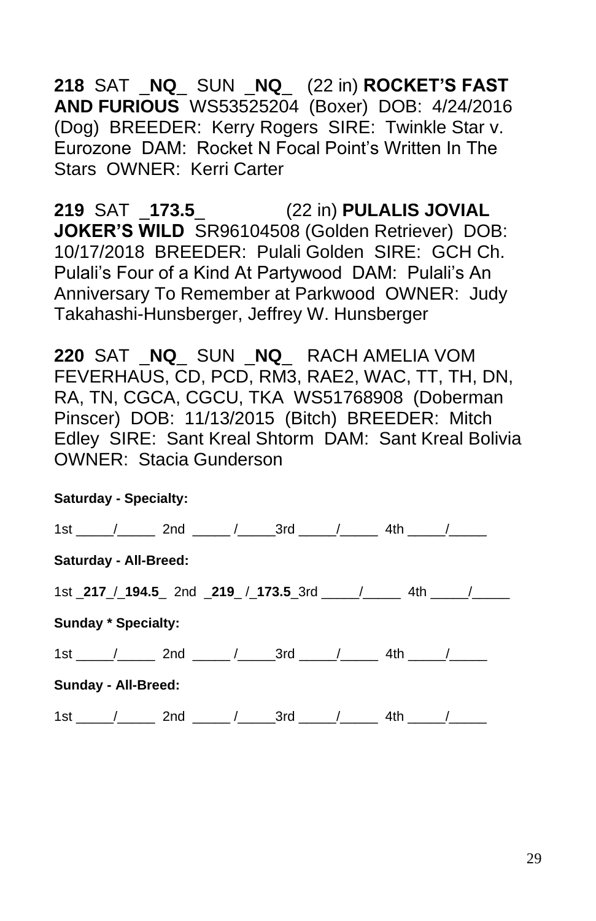**218** SAT _**NQ**_ SUN _**NQ**_ (22 in) **ROCKET'S FAST AND FURIOUS** WS53525204 (Boxer) DOB: 4/24/2016 (Dog) BREEDER: Kerry Rogers SIRE: Twinkle Star v. Eurozone DAM: Rocket N Focal Point's Written In The Stars OWNER: Kerri Carter

**219** SAT _**173.5**_ (22 in) **PULALIS JOVIAL JOKER'S WILD** SR96104508 (Golden Retriever) DOB: 10/17/2018 BREEDER: Pulali Golden SIRE: GCH Ch. Pulali's Four of a Kind At Partywood DAM: Pulali's An Anniversary To Remember at Parkwood OWNER: Judy Takahashi-Hunsberger, Jeffrey W. Hunsberger

**220** SAT _**NQ**_ SUN _**NQ**_ RACH AMELIA VOM FEVERHAUS, CD, PCD, RM3, RAE2, WAC, TT, TH, DN, RA, TN, CGCA, CGCU, TKA WS51768908 (Doberman Pinscer) DOB: 11/13/2015 (Bitch) BREEDER: Mitch Edley SIRE: Sant Kreal Shtorm DAM: Sant Kreal Bolivia OWNER: Stacia Gunderson

**Saturday - Specialty:**

1st _____/_____ 2nd _____ /_____3rd _____/_____ 4th _____/_____

**Saturday - All-Breed:**

1st _**217**_/_**194.5**_ 2nd _**219**_ /_**173.5**_3rd _____/_____ 4th _____/_____

**Sunday * Specialty:**

1st _____/_____ 2nd _____ /_____3rd _____/_____ 4th _____/_____

**Sunday - All-Breed:**

1st _____/_____ 2nd _____ /_____3rd _____/_____ 4th _____/_____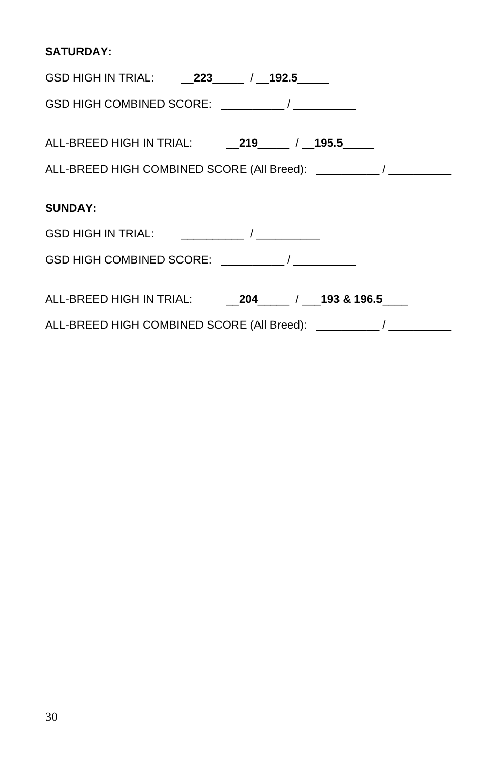**SATURDAY:**

GSD HIGH IN TRIAL: __**223**_____ / __**192.5**_____

GSD HIGH COMBINED SCORE: __________ / __________

ALL-BREED HIGH IN TRIAL: __**219**_____ / __**195.5**_____

ALL-BREED HIGH COMBINED SCORE (All Breed): __________ / __________

**SUNDAY:**

GSD HIGH IN TRIAL: __________ / __________

GSD HIGH COMBINED SCORE: __________ / __________

ALL-BREED HIGH IN TRIAL: __**204**_____ / ___**193 & 196.5**____

ALL-BREED HIGH COMBINED SCORE (All Breed): __________ / __________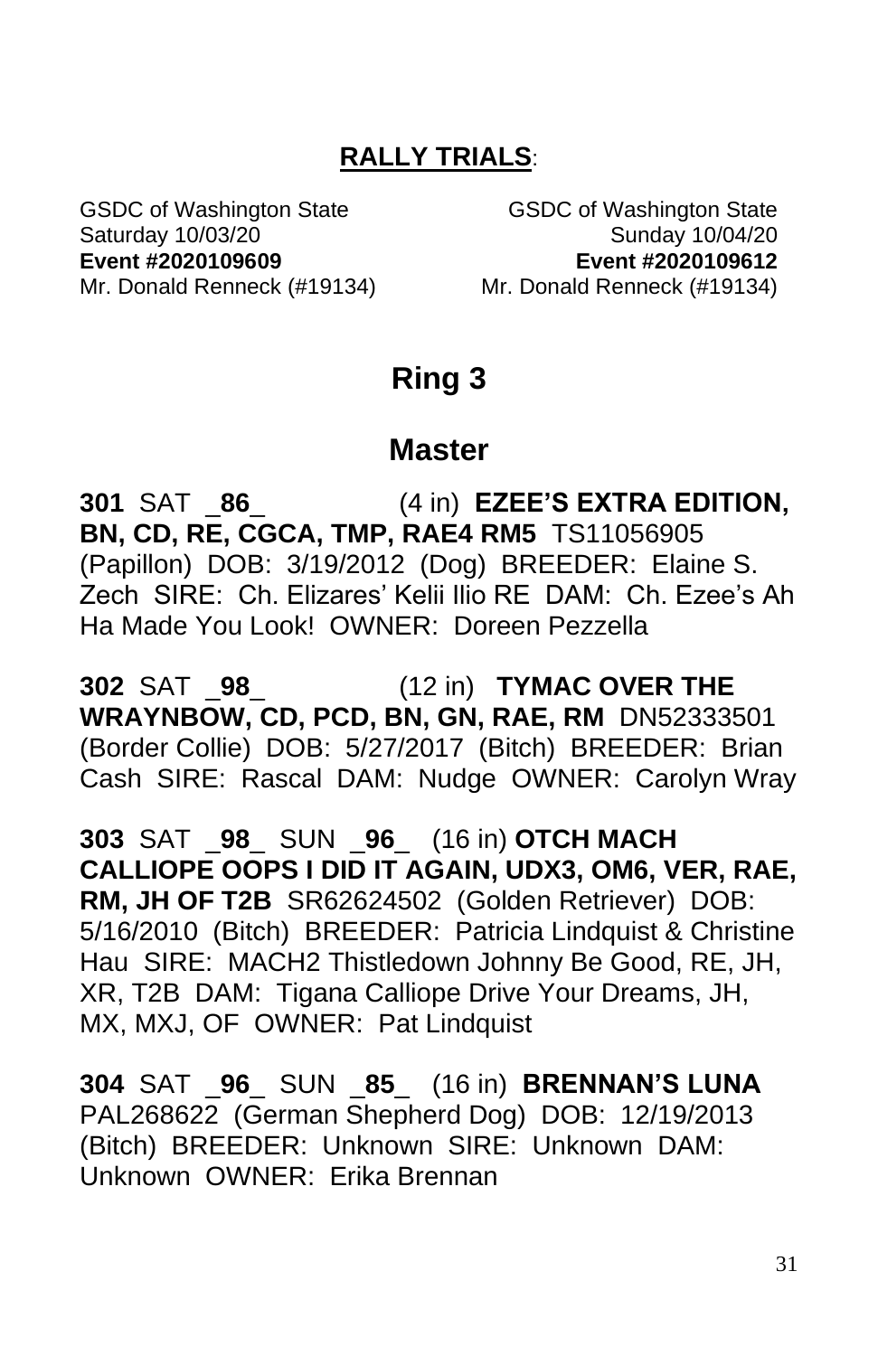## RALLY TRIALS:

GSDC of Washington State
Saturday 10/03/20
**Event #2020109609**
Mr. Donald Renneck (#19134)

GSDC of Washington State
Sunday 10/04/20
**Event #2020109612**
Mr. Donald Renneck (#19134)

# Ring 3

## Master

**301** SAT _**86**_ (4 in) **EZEE'S EXTRA EDITION, BN, CD, RE, CGCA, TMP, RAE4 RM5** TS11056905 (Papillon) DOB: 3/19/2012 (Dog) BREEDER: Elaine S. Zech SIRE: Ch. Elizares' Kelii Ilio RE DAM: Ch. Ezee's Ah Ha Made You Look! OWNER: Doreen Pezzella

**302** SAT _**98**_ (12 in) **TYMAC OVER THE WRAYNBOW, CD, PCD, BN, GN, RAE, RM** DN52333501 (Border Collie) DOB: 5/27/2017 (Bitch) BREEDER: Brian Cash SIRE: Rascal DAM: Nudge OWNER: Carolyn Wray

**303** SAT _**98**_ SUN _**96**_ (16 in) **OTCH MACH CALLIOPE OOPS I DID IT AGAIN, UDX3, OM6, VER, RAE, RM, JH OF T2B** SR62624502 (Golden Retriever) DOB: 5/16/2010 (Bitch) BREEDER: Patricia Lindquist & Christine Hau SIRE: MACH2 Thistledown Johnny Be Good, RE, JH, XR, T2B DAM: Tigana Calliope Drive Your Dreams, JH, MX, MXJ, OF OWNER: Pat Lindquist

**304** SAT _**96**_ SUN _**85**_ (16 in) **BRENNAN'S LUNA** PAL268622 (German Shepherd Dog) DOB: 12/19/2013 (Bitch) BREEDER: Unknown SIRE: Unknown DAM: Unknown OWNER: Erika Brennan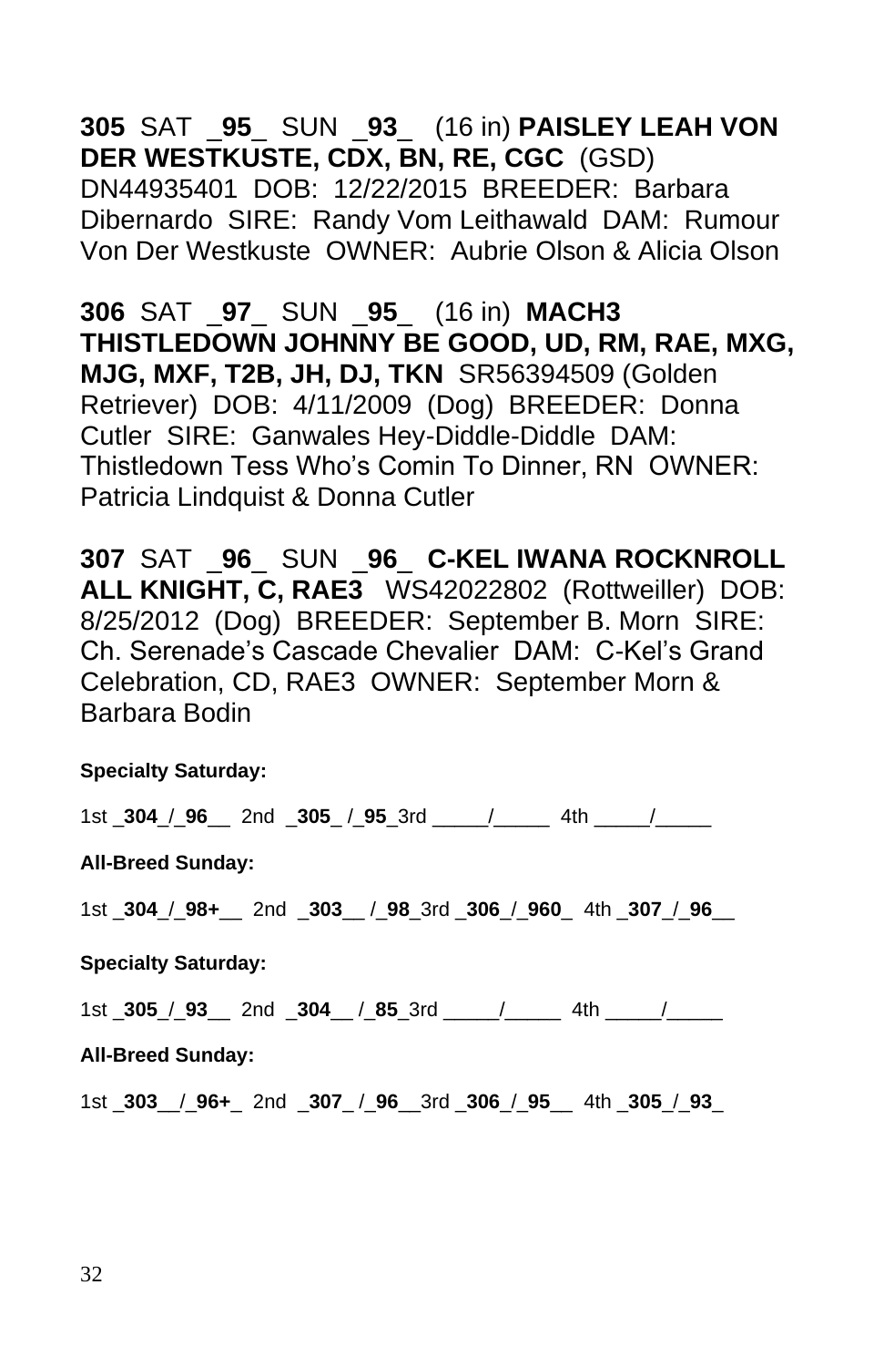**305** SAT _**95**_ SUN _**93**_ (16 in) **PAISLEY LEAH VON DER WESTKUSTE, CDX, BN, RE, CGC** (GSD) DN44935401 DOB: 12/22/2015 BREEDER: Barbara Dibernardo SIRE: Randy Vom Leithawald DAM: Rumour Von Der Westkuste OWNER: Aubrie Olson & Alicia Olson

**306** SAT _**97**_ SUN _**95**_ (16 in) **MACH3 THISTLEDOWN JOHNNY BE GOOD, UD, RM, RAE, MXG, MJG, MXF, T2B, JH, DJ, TKN** SR56394509 (Golden Retriever) DOB: 4/11/2009 (Dog) BREEDER: Donna Cutler SIRE: Ganwales Hey-Diddle-Diddle DAM: Thistledown Tess Who's Comin To Dinner, RN OWNER: Patricia Lindquist & Donna Cutler

**307** SAT _**96**_ SUN _**96**_ **C-KEL IWANA ROCKNROLL ALL KNIGHT, C, RAE3** WS42022802 (Rottweiller) DOB: 8/25/2012 (Dog) BREEDER: September B. Morn SIRE: Ch. Serenade's Cascade Chevalier DAM: C-Kel's Grand Celebration, CD, RAE3 OWNER: September Morn & Barbara Bodin

**Specialty Saturday:**

1st _**304**_/_**96**__ 2nd _**305**_ /_**95**_3rd _____/_____ 4th _____/_____

**All-Breed Sunday:**

1st _**304**_/_**98+**__ 2nd _**303**__ /_**98**_3rd _**306**_/_**960**_ 4th _**307**_/_**96**__

**Specialty Saturday:**

1st _**305**_/_**93**__ 2nd _**304**__ /_**85**_3rd _____/_____ 4th _____/_____

**All-Breed Sunday:**

1st _**303**__/_**96+**_ 2nd _**307**_ /_**96**__3rd _**306**_/_**95**__ 4th _**305**_/_**93**_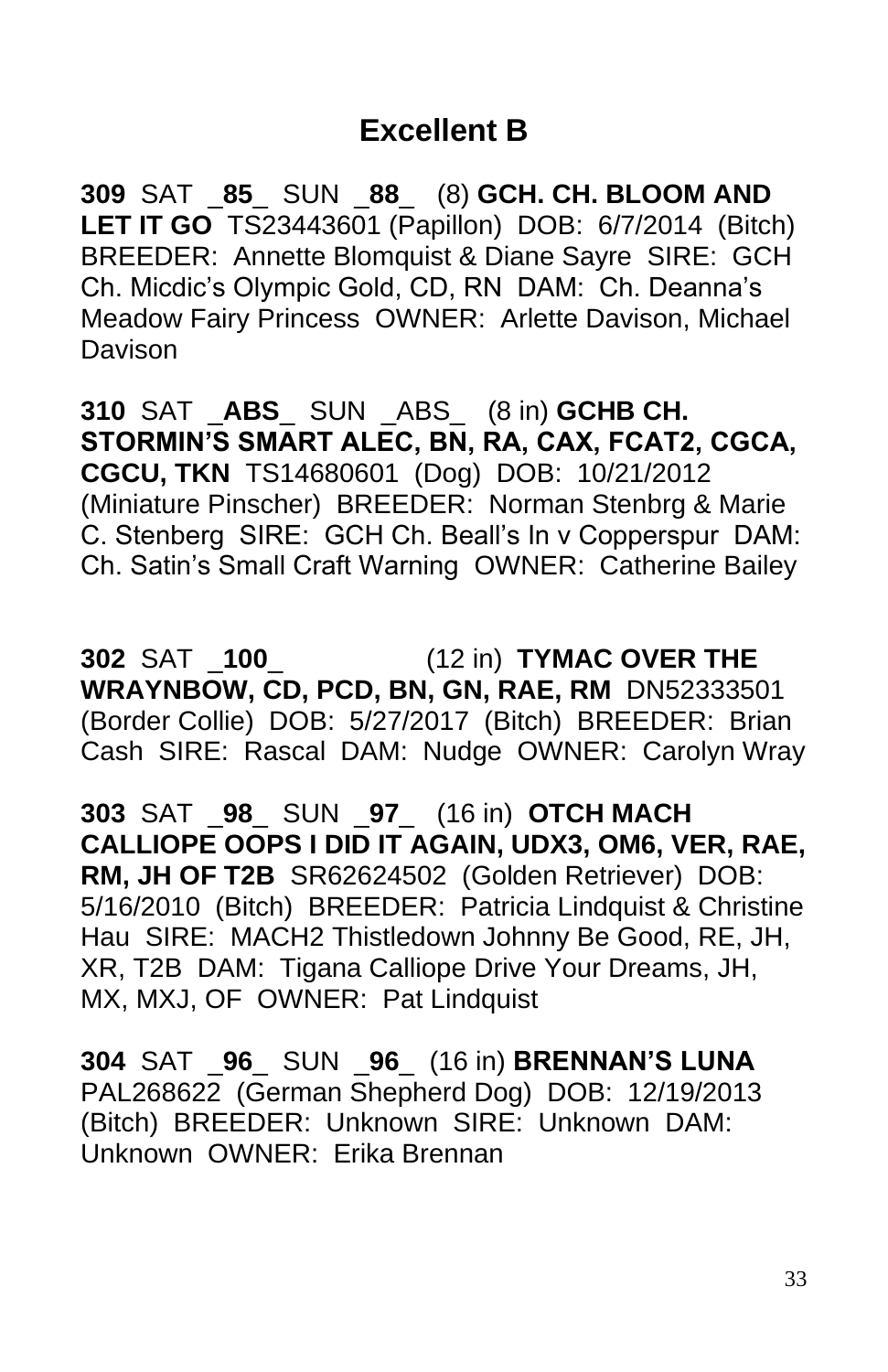## Excellent B

**309** SAT _**85**_ SUN _**88**_ (8) **GCH. CH. BLOOM AND LET IT GO** TS23443601 (Papillon) DOB: 6/7/2014 (Bitch) BREEDER: Annette Blomquist & Diane Sayre SIRE: GCH Ch. Micdic's Olympic Gold, CD, RN DAM: Ch. Deanna's Meadow Fairy Princess OWNER: Arlette Davison, Michael Davison

**310** SAT _**ABS**_ SUN _ABS_ (8 in) **GCHB CH. STORMIN'S SMART ALEC, BN, RA, CAX, FCAT2, CGCA, CGCU, TKN** TS14680601 (Dog) DOB: 10/21/2012 (Miniature Pinscher) BREEDER: Norman Stenbrg & Marie C. Stenberg SIRE: GCH Ch. Beall's In v Copperspur DAM: Ch. Satin's Small Craft Warning OWNER: Catherine Bailey

**302** SAT _**100**_ (12 in) **TYMAC OVER THE WRAYNBOW, CD, PCD, BN, GN, RAE, RM** DN52333501 (Border Collie) DOB: 5/27/2017 (Bitch) BREEDER: Brian Cash SIRE: Rascal DAM: Nudge OWNER: Carolyn Wray

**303** SAT _**98**_ SUN _**97**_ (16 in) **OTCH MACH CALLIOPE OOPS I DID IT AGAIN, UDX3, OM6, VER, RAE, RM, JH OF T2B** SR62624502 (Golden Retriever) DOB: 5/16/2010 (Bitch) BREEDER: Patricia Lindquist & Christine Hau SIRE: MACH2 Thistledown Johnny Be Good, RE, JH, XR, T2B DAM: Tigana Calliope Drive Your Dreams, JH, MX, MXJ, OF OWNER: Pat Lindquist

**304** SAT _**96**_ SUN _**96**_ (16 in) **BRENNAN'S LUNA** PAL268622 (German Shepherd Dog) DOB: 12/19/2013 (Bitch) BREEDER: Unknown SIRE: Unknown DAM: Unknown OWNER: Erika Brennan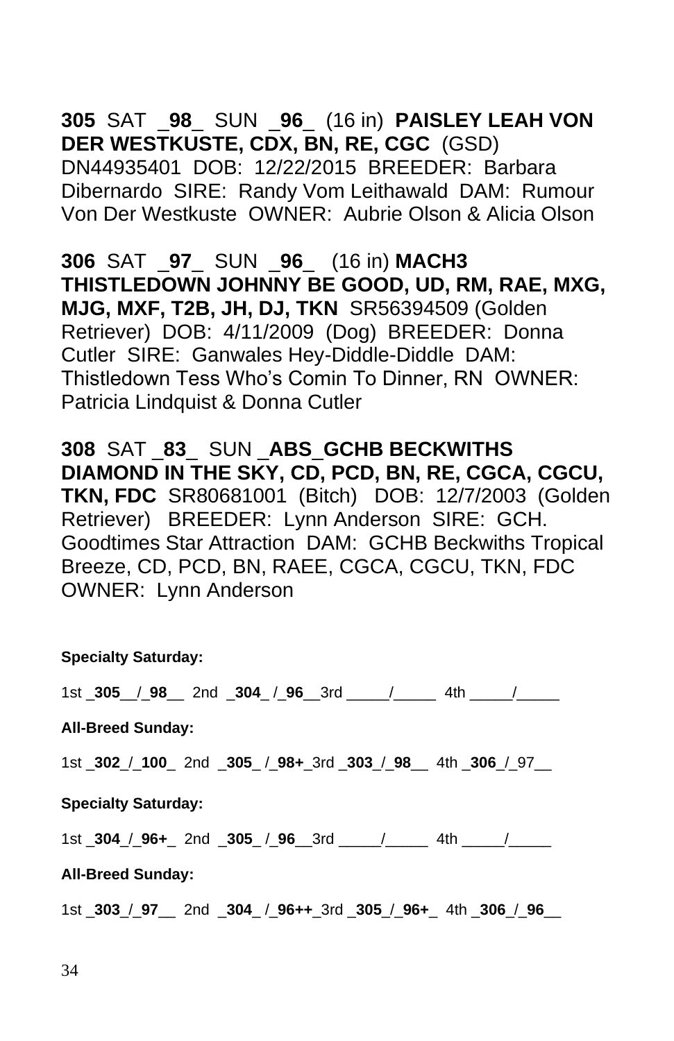**305** SAT _**98**_ SUN _**96**_ (16 in) **PAISLEY LEAH VON DER WESTKUSTE, CDX, BN, RE, CGC** (GSD) DN44935401 DOB: 12/22/2015 BREEDER: Barbara Dibernardo SIRE: Randy Vom Leithawald DAM: Rumour Von Der Westkuste OWNER: Aubrie Olson & Alicia Olson

**306** SAT _**97**_ SUN _**96**_ (16 in) **MACH3 THISTLEDOWN JOHNNY BE GOOD, UD, RM, RAE, MXG, MJG, MXF, T2B, JH, DJ, TKN** SR56394509 (Golden Retriever) DOB: 4/11/2009 (Dog) BREEDER: Donna Cutler SIRE: Ganwales Hey-Diddle-Diddle DAM: Thistledown Tess Who's Comin To Dinner, RN OWNER: Patricia Lindquist & Donna Cutler

**308** SAT _**83**_ SUN _**ABS**_**GCHB BECKWITHS DIAMOND IN THE SKY, CD, PCD, BN, RE, CGCA, CGCU, TKN, FDC** SR80681001 (Bitch) DOB: 12/7/2003 (Golden Retriever) BREEDER: Lynn Anderson SIRE: GCH. Goodtimes Star Attraction DAM: GCHB Beckwiths Tropical Breeze, CD, PCD, BN, RAEE, CGCA, CGCU, TKN, FDC OWNER: Lynn Anderson

**Specialty Saturday:**

1st _**305**__/_**98**__ 2nd _**304**_ /_**96**__3rd _____/_____ 4th _____/_____

**All-Breed Sunday:**

1st _**302**_/_**100**_ 2nd _**305**_ /_**98+**_3rd _**303**_/_**98**__ 4th _**306**_/_97__

**Specialty Saturday:**

1st _**304**_/_**96+**_ 2nd _**305**_ /_**96**__3rd _____/_____ 4th _____/_____

**All-Breed Sunday:**

1st _**303**_/_**97**__ 2nd _**304**_ /_**96++**_3rd _**305**_/_**96+**_ 4th _**306**_/_**96**__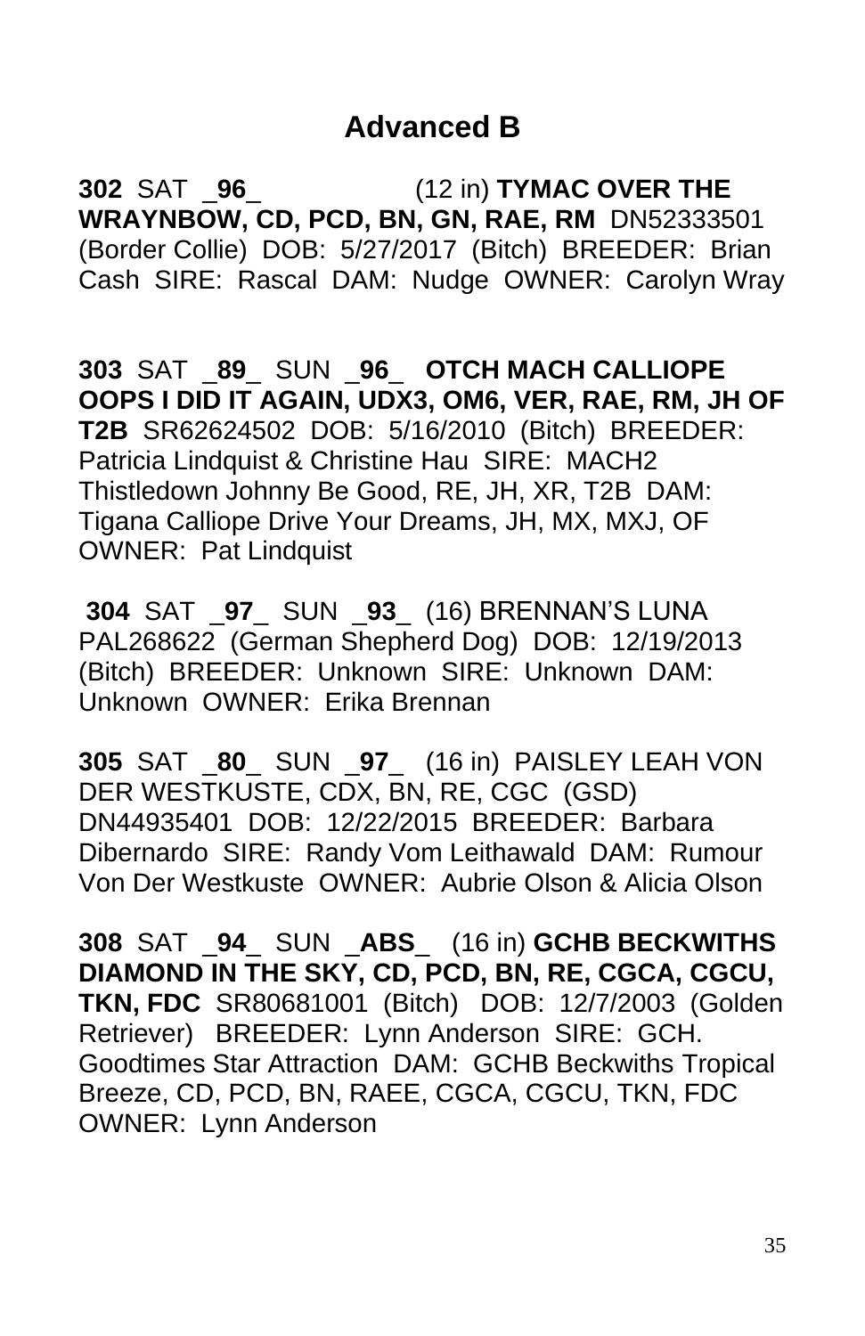## Advanced B

**302** SAT _**96**_ (12 in) **TYMAC OVER THE WRAYNBOW, CD, PCD, BN, GN, RAE, RM** DN52333501 (Border Collie) DOB: 5/27/2017 (Bitch) BREEDER: Brian Cash SIRE: Rascal DAM: Nudge OWNER: Carolyn Wray

**303** SAT _**89**_ SUN _**96**_ **OTCH MACH CALLIOPE OOPS I DID IT AGAIN, UDX3, OM6, VER, RAE, RM, JH OF T2B** SR62624502 DOB: 5/16/2010 (Bitch) BREEDER: Patricia Lindquist & Christine Hau SIRE: MACH2 Thistledown Johnny Be Good, RE, JH, XR, T2B DAM: Tigana Calliope Drive Your Dreams, JH, MX, MXJ, OF OWNER: Pat Lindquist

**304** SAT _**97**_ SUN _**93**_ (16) BRENNAN'S LUNA PAL268622 (German Shepherd Dog) DOB: 12/19/2013 (Bitch) BREEDER: Unknown SIRE: Unknown DAM: Unknown OWNER: Erika Brennan

**305** SAT _**80**_ SUN _**97**_ (16 in) PAISLEY LEAH VON DER WESTKUSTE, CDX, BN, RE, CGC (GSD) DN44935401 DOB: 12/22/2015 BREEDER: Barbara Dibernardo SIRE: Randy Vom Leithawald DAM: Rumour Von Der Westkuste OWNER: Aubrie Olson & Alicia Olson

**308** SAT _**94**_ SUN _**ABS**_ (16 in) **GCHB BECKWITHS DIAMOND IN THE SKY, CD, PCD, BN, RE, CGCA, CGCU, TKN, FDC** SR80681001 (Bitch) DOB: 12/7/2003 (Golden Retriever) BREEDER: Lynn Anderson SIRE: GCH. Goodtimes Star Attraction DAM: GCHB Beckwiths Tropical Breeze, CD, PCD, BN, RAEE, CGCA, CGCU, TKN, FDC OWNER: Lynn Anderson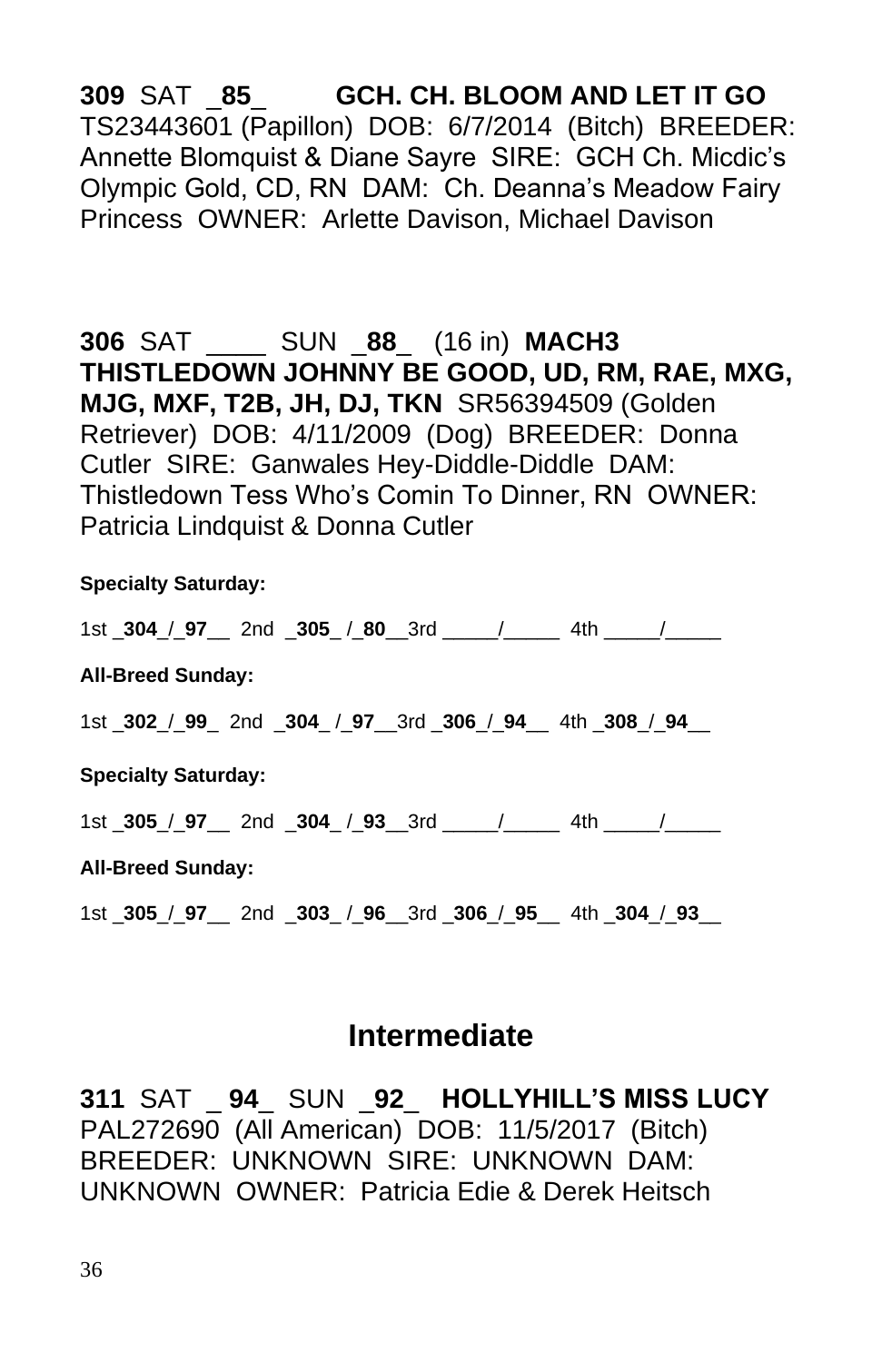**309** SAT _**85**_ **GCH. CH. BLOOM AND LET IT GO** TS23443601 (Papillon) DOB: 6/7/2014 (Bitch) BREEDER: Annette Blomquist & Diane Sayre SIRE: GCH Ch. Micdic's Olympic Gold, CD, RN DAM: Ch. Deanna's Meadow Fairy Princess OWNER: Arlette Davison, Michael Davison

**306** SAT ____ SUN _**88**_ (16 in) **MACH3 THISTLEDOWN JOHNNY BE GOOD, UD, RM, RAE, MXG, MJG, MXF, T2B, JH, DJ, TKN** SR56394509 (Golden Retriever) DOB: 4/11/2009 (Dog) BREEDER: Donna Cutler SIRE: Ganwales Hey-Diddle-Diddle DAM: Thistledown Tess Who's Comin To Dinner, RN OWNER: Patricia Lindquist & Donna Cutler

**Specialty Saturday:**

1st _**304**_/_**97**__ 2nd _**305**_ /_**80**__3rd _____/_____ 4th _____/_____

**All-Breed Sunday:**

1st _**302**_/_**99**_ 2nd _**304**_ /_**97**__3rd _**306**_/_**94**__ 4th _**308**_/_**94**__

**Specialty Saturday:**

1st _**305**_/_**97**__ 2nd _**304**_ /_**93**__3rd _____/_____ 4th _____/_____

**All-Breed Sunday:**

1st _**305**_/_**97**__ 2nd _**303**_ /_**96**__3rd _**306**_/_**95**__ 4th _**304**_/_**93**__

## Intermediate

**311** SAT _ **94**_ SUN _**92**_ **HOLLYHILL'S MISS LUCY** PAL272690 (All American) DOB: 11/5/2017 (Bitch) BREEDER: UNKNOWN SIRE: UNKNOWN DAM: UNKNOWN OWNER: Patricia Edie & Derek Heitsch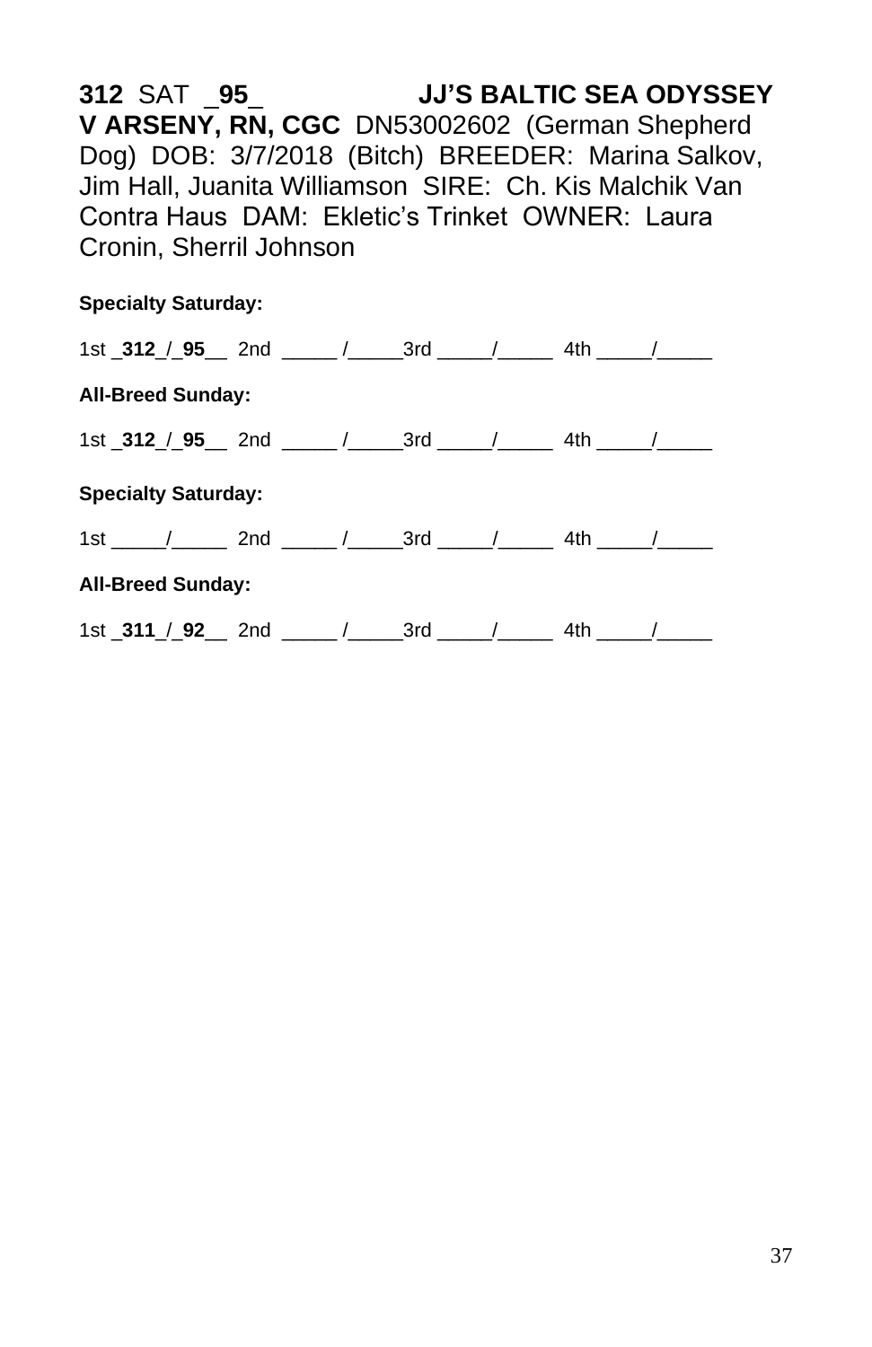**312** SAT \_**95**\_ **JJ'S BALTIC SEA ODYSSEY V ARSENY, RN, CGC** DN53002602 (German Shepherd Dog) DOB: 3/7/2018 (Bitch) BREEDER: Marina Salkov, Jim Hall, Juanita Williamson SIRE: Ch. Kis Malchik Van Contra Haus DAM: Ekletic's Trinket OWNER: Laura Cronin, Sherril Johnson

**Specialty Saturday:**

1st _**312**_/_**95**__ 2nd _____ /_____3rd _____/_____ 4th _____/_____

**All-Breed Sunday:**

1st _**312**_/_**95**__ 2nd _____ /_____3rd _____/_____ 4th _____/_____

**Specialty Saturday:**

1st _____/_____ 2nd _____ /_____3rd _____/_____ 4th _____/_____

**All-Breed Sunday:**

1st _**311**_/_**92**__ 2nd _____ /_____3rd _____/_____ 4th _____/_____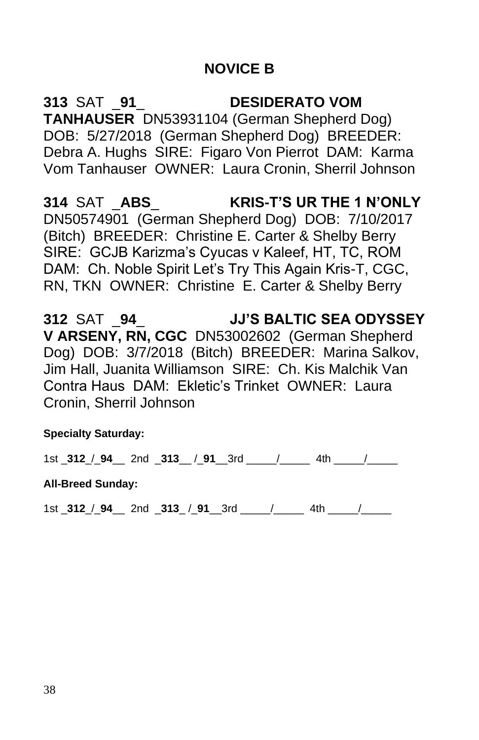## NOVICE B

**313** SAT _**91**_ **DESIDERATO VOM TANHAUSER** DN53931104 (German Shepherd Dog) DOB: 5/27/2018 (German Shepherd Dog) BREEDER: Debra A. Hughs SIRE: Figaro Von Pierrot DAM: Karma Vom Tanhauser OWNER: Laura Cronin, Sherril Johnson

**314** SAT _**ABS**_ **KRIS-T'S UR THE 1 N'ONLY** DN50574901 (German Shepherd Dog) DOB: 7/10/2017 (Bitch) BREEDER: Christine E. Carter & Shelby Berry SIRE: GCJB Karizma's Cyucas v Kaleef, HT, TC, ROM DAM: Ch. Noble Spirit Let's Try This Again Kris-T, CGC, RN, TKN OWNER: Christine E. Carter & Shelby Berry

**312** SAT _**94**_ **JJ'S BALTIC SEA ODYSSEY V ARSENY, RN, CGC** DN53002602 (German Shepherd Dog) DOB: 3/7/2018 (Bitch) BREEDER: Marina Salkov, Jim Hall, Juanita Williamson SIRE: Ch. Kis Malchik Van Contra Haus DAM: Ekletic's Trinket OWNER: Laura Cronin, Sherril Johnson

**Specialty Saturday:**

1st _**312**_/_**94**__ 2nd _**313**__ /_**91**__3rd _____/_____ 4th _____/_____

**All-Breed Sunday:**

1st _**312**_/_**94**__ 2nd _**313**_ /_**91**__3rd _____/_____ 4th _____/_____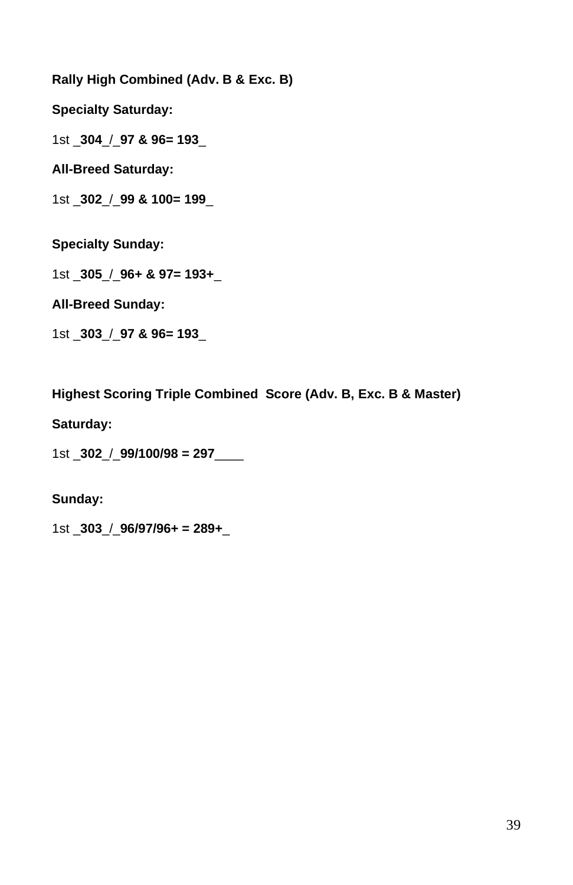**Rally High Combined (Adv. B & Exc. B)**

**Specialty Saturday:**

1st _**304**_/_**97 & 96= 193**_

**All-Breed Saturday:**

1st _**302**_/_**99 & 100= 199**_

**Specialty Sunday:**

1st _**305**_/_**96+ & 97= 193+**_

**All-Breed Sunday:**

1st _**303**_/_**97 & 96= 193**_

**Highest Scoring Triple Combined Score (Adv. B, Exc. B & Master)**

**Saturday:**

1st _**302**_/_**99/100/98 = 297**____

**Sunday:**

1st _**303**_/_**96/97/96+ = 289+**_